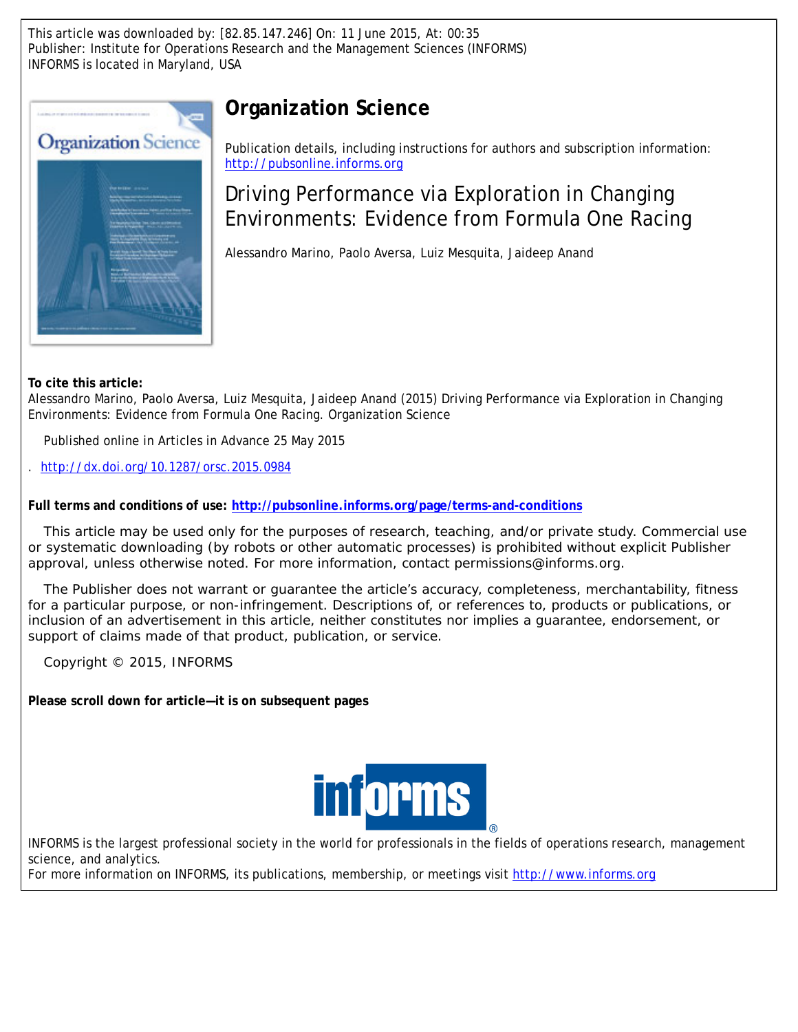This article was downloaded by: [82.85.147.246] On: 11 June 2015, At: 00:35
Publisher: Institute for Operations Research and the Management Sciences (INFORMS)
INFORMS is located in Maryland, USA

# Organization Science

Publication details, including instructions for authors and subscription information:
http://pubsonline.informs.org

## Driving Performance via Exploration in Changing Environments: Evidence from Formula One Racing

Alessandro Marino, Paolo Aversa, Luiz Mesquita, Jaideep Anand

**To cite this article:**
Alessandro Marino, Paolo Aversa, Luiz Mesquita, Jaideep Anand (2015) Driving Performance via Exploration in Changing Environments: Evidence from Formula One Racing. Organization Science

Published online in Articles in Advance 25 May 2015

. http://dx.doi.org/10.1287/orsc.2015.0984

**Full terms and conditions of use: http://pubsonline.informs.org/page/terms-and-conditions**

This article may be used only for the purposes of research, teaching, and/or private study. Commercial use or systematic downloading (by robots or other automatic processes) is prohibited without explicit Publisher approval, unless otherwise noted. For more information, contact permissions@informs.org.

The Publisher does not warrant or guarantee the article's accuracy, completeness, merchantability, fitness for a particular purpose, or non-infringement. Descriptions of, or references to, products or publications, or inclusion of an advertisement in this article, neither constitutes nor implies a guarantee, endorsement, or support of claims made of that product, publication, or service.

Copyright © 2015, INFORMS

**Please scroll down for article—it is on subsequent pages**

INFORMS is the largest professional society in the world for professionals in the fields of operations research, management science, and analytics.
For more information on INFORMS, its publications, membership, or meetings visit http://www.informs.org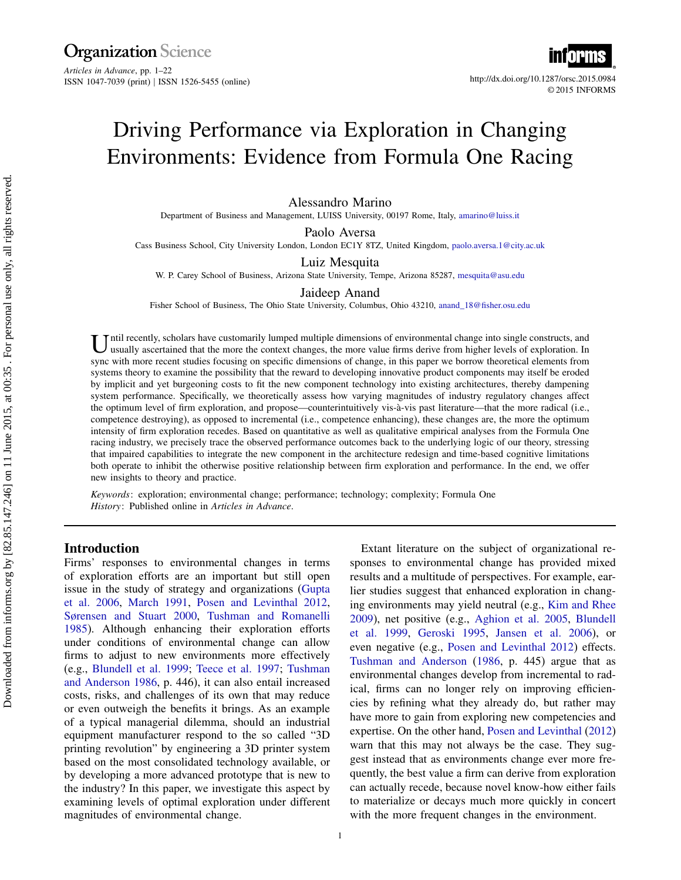# Driving Performance via Exploration in Changing Environments: Evidence from Formula One Racing

Alessandro Marino
Department of Business and Management, LUISS University, 00197 Rome, Italy, amarino@luiss.it

Paolo Aversa
Cass Business School, City University London, London EC1Y 8TZ, United Kingdom, paolo.aversa.1@city.ac.uk

Luiz Mesquita
W. P. Carey School of Business, Arizona State University, Tempe, Arizona 85287, mesquita@asu.edu

Jaideep Anand
Fisher School of Business, The Ohio State University, Columbus, Ohio 43210, anand_18@fisher.osu.edu

Until recently, scholars have customarily lumped multiple dimensions of environmental change into single constructs, and usually ascertained that the more the context changes, the more value firms derive from higher levels of exploration. In sync with more recent studies focusing on specific dimensions of change, in this paper we borrow theoretical elements from systems theory to examine the possibility that the reward to developing innovative product components may itself be eroded by implicit and yet burgeoning costs to fit the new component technology into existing architectures, thereby dampening system performance. Specifically, we theoretically assess how varying magnitudes of industry regulatory changes affect the optimum level of firm exploration, and propose—counterintuitively vis-à-vis past literature—that the more radical (i.e., competence destroying), as opposed to incremental (i.e., competence enhancing), these changes are, the more the optimum intensity of firm exploration recedes. Based on quantitative as well as qualitative empirical analyses from the Formula One racing industry, we precisely trace the observed performance outcomes back to the underlying logic of our theory, stressing that impaired capabilities to integrate the new component in the architecture redesign and time-based cognitive limitations both operate to inhibit the otherwise positive relationship between firm exploration and performance. In the end, we offer new insights to theory and practice.

*Keywords*: exploration; environmental change; performance; technology; complexity; Formula One
*History*: Published online in *Articles in Advance*.

## Introduction

Firms' responses to environmental changes in terms of exploration efforts are an important but still open issue in the study of strategy and organizations (Gupta et al. 2006, March 1991, Posen and Levinthal 2012, Sørensen and Stuart 2000, Tushman and Romanelli 1985). Although enhancing their exploration efforts under conditions of environmental change can allow firms to adjust to new environments more effectively (e.g., Blundell et al. 1999; Teece et al. 1997; Tushman and Anderson 1986, p. 446), it can also entail increased costs, risks, and challenges of its own that may reduce or even outweigh the benefits it brings. As an example of a typical managerial dilemma, should an industrial equipment manufacturer respond to the so called "3D printing revolution" by engineering a 3D printer system based on the most consolidated technology available, or by developing a more advanced prototype that is new to the industry? In this paper, we investigate this aspect by examining levels of optimal exploration under different magnitudes of environmental change.

Extant literature on the subject of organizational responses to environmental change has provided mixed results and a multitude of perspectives. For example, earlier studies suggest that enhanced exploration in changing environments may yield neutral (e.g., Kim and Rhee 2009), net positive (e.g., Aghion et al. 2005, Blundell et al. 1999, Geroski 1995, Jansen et al. 2006), or even negative (e.g., Posen and Levinthal 2012) effects. Tushman and Anderson (1986, p. 445) argue that as environmental changes develop from incremental to radical, firms can no longer rely on improving efficiencies by refining what they already do, but rather may have more to gain from exploring new competencies and expertise. On the other hand, Posen and Levinthal (2012) warn that this may not always be the case. They suggest instead that as environments change ever more frequently, the best value a firm can derive from exploration can actually recede, because novel know-how either fails to materialize or decays much more quickly in concert with the more frequent changes in the environment.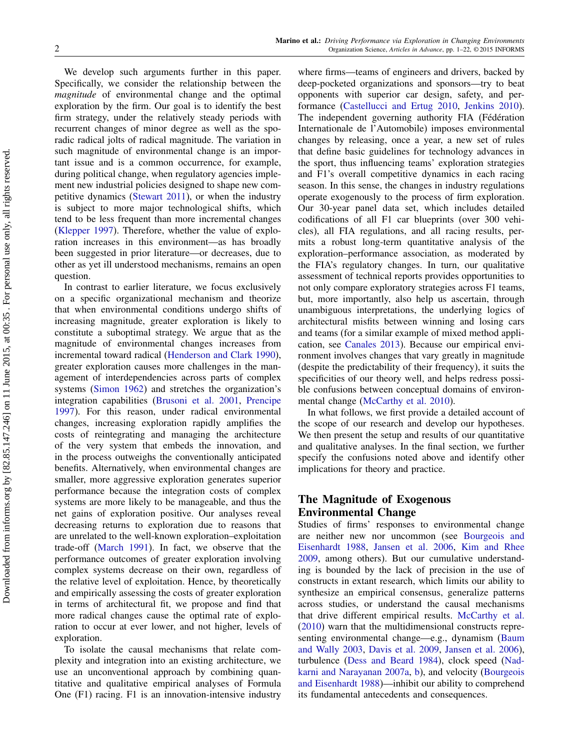We develop such arguments further in this paper. Specifically, we consider the relationship between the *magnitude* of environmental change and the optimal exploration by the firm. Our goal is to identify the best firm strategy, under the relatively steady periods with recurrent changes of minor degree as well as the sporadic radical jolts of radical magnitude. The variation in such magnitude of environmental change is an important issue and is a common occurrence, for example, during political change, when regulatory agencies implement new industrial policies designed to shape new competitive dynamics (Stewart 2011), or when the industry is subject to more major technological shifts, which tend to be less frequent than more incremental changes (Klepper 1997). Therefore, whether the value of exploration increases in this environment—as has broadly been suggested in prior literature—or decreases, due to other as yet ill understood mechanisms, remains an open question.

In contrast to earlier literature, we focus exclusively on a specific organizational mechanism and theorize that when environmental conditions undergo shifts of increasing magnitude, greater exploration is likely to constitute a suboptimal strategy. We argue that as the magnitude of environmental changes increases from incremental toward radical (Henderson and Clark 1990), greater exploration causes more challenges in the management of interdependencies across parts of complex systems (Simon 1962) and stretches the organization's integration capabilities (Brusoni et al. 2001, Prencipe 1997). For this reason, under radical environmental changes, increasing exploration rapidly amplifies the costs of reintegrating and managing the architecture of the very system that embeds the innovation, and in the process outweighs the conventionally anticipated benefits. Alternatively, when environmental changes are smaller, more aggressive exploration generates superior performance because the integration costs of complex systems are more likely to be manageable, and thus the net gains of exploration positive. Our analyses reveal decreasing returns to exploration due to reasons that are unrelated to the well-known exploration–exploitation trade-off (March 1991). In fact, we observe that the performance outcomes of greater exploration involving complex systems decrease on their own, regardless of the relative level of exploitation. Hence, by theoretically and empirically assessing the costs of greater exploration in terms of architectural fit, we propose and find that more radical changes cause the optimal rate of exploration to occur at ever lower, and not higher, levels of exploration.

To isolate the causal mechanisms that relate complexity and integration into an existing architecture, we use an unconventional approach by combining quantitative and qualitative empirical analyses of Formula One (F1) racing. F1 is an innovation-intensive industry where firms—teams of engineers and drivers, backed by deep-pocketed organizations and sponsors—try to beat opponents with superior car design, safety, and performance (Castellucci and Ertug 2010, Jenkins 2010). The independent governing authority FIA (Fédération Internationale de l'Automobile) imposes environmental changes by releasing, once a year, a new set of rules that define basic guidelines for technology advances in the sport, thus influencing teams' exploration strategies and F1's overall competitive dynamics in each racing season. In this sense, the changes in industry regulations operate exogenously to the process of firm exploration. Our 30-year panel data set, which includes detailed codifications of all F1 car blueprints (over 300 vehicles), all FIA regulations, and all racing results, permits a robust long-term quantitative analysis of the exploration–performance association, as moderated by the FIA's regulatory changes. In turn, our qualitative assessment of technical reports provides opportunities to not only compare exploratory strategies across F1 teams, but, more importantly, also help us ascertain, through unambiguous interpretations, the underlying logics of architectural misfits between winning and losing cars and teams (for a similar example of mixed method application, see Canales 2013). Because our empirical environment involves changes that vary greatly in magnitude (despite the predictability of their frequency), it suits the specificities of our theory well, and helps redress possible confusions between conceptual domains of environmental change (McCarthy et al. 2010).

In what follows, we first provide a detailed account of the scope of our research and develop our hypotheses. We then present the setup and results of our quantitative and qualitative analyses. In the final section, we further specify the confusions noted above and identify other implications for theory and practice.

## The Magnitude of Exogenous Environmental Change

Studies of firms' responses to environmental change are neither new nor uncommon (see Bourgeois and Eisenhardt 1988, Jansen et al. 2006, Kim and Rhee 2009, among others). But our cumulative understanding is bounded by the lack of precision in the use of constructs in extant research, which limits our ability to synthesize an empirical consensus, generalize patterns across studies, or understand the causal mechanisms that drive different empirical results. McCarthy et al. (2010) warn that the multidimensional constructs representing environmental change—e.g., dynamism (Baum and Wally 2003, Davis et al. 2009, Jansen et al. 2006), turbulence (Dess and Beard 1984), clock speed (Nadkarni and Narayanan 2007a, b), and velocity (Bourgeois and Eisenhardt 1988)—inhibit our ability to comprehend its fundamental antecedents and consequences.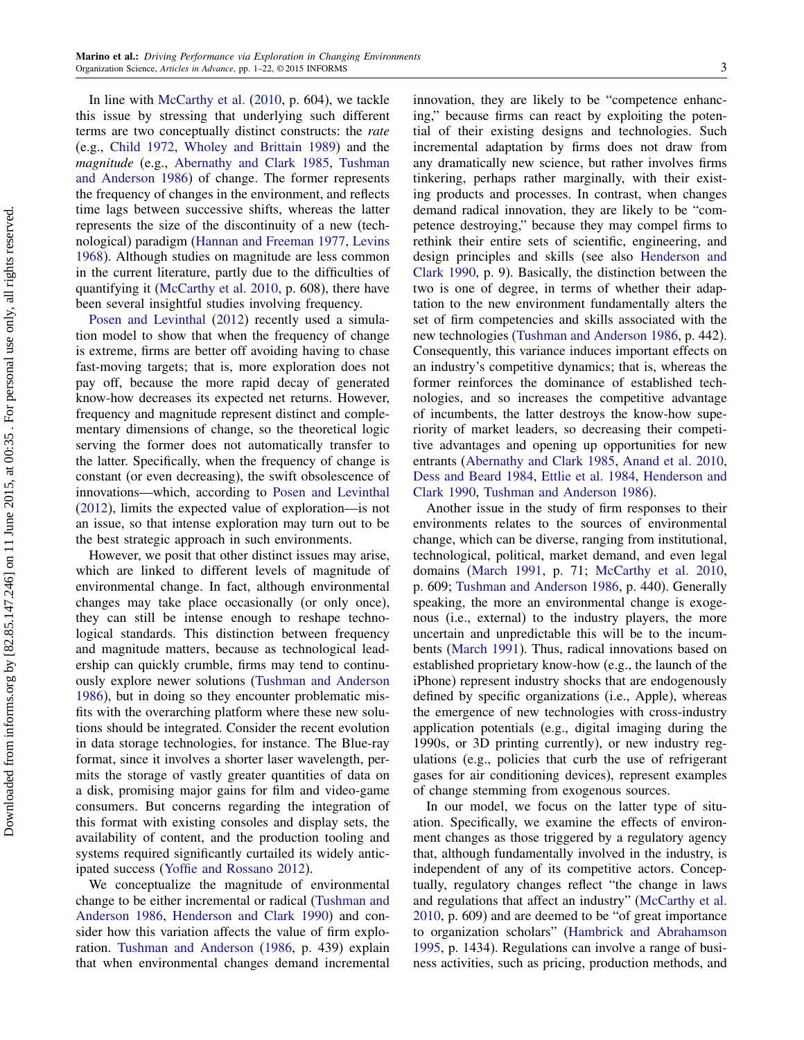In line with McCarthy et al. (2010, p. 604), we tackle this issue by stressing that underlying such different terms are two conceptually distinct constructs: the *rate* (e.g., Child 1972, Wholey and Brittain 1989) and the *magnitude* (e.g., Abernathy and Clark 1985, Tushman and Anderson 1986) of change. The former represents the frequency of changes in the environment, and reflects time lags between successive shifts, whereas the latter represents the size of the discontinuity of a new (technological) paradigm (Hannan and Freeman 1977, Levins 1968). Although studies on magnitude are less common in the current literature, partly due to the difficulties of quantifying it (McCarthy et al. 2010, p. 608), there have been several insightful studies involving frequency.

Posen and Levinthal (2012) recently used a simulation model to show that when the frequency of change is extreme, firms are better off avoiding having to chase fast-moving targets; that is, more exploration does not pay off, because the more rapid decay of generated know-how decreases its expected net returns. However, frequency and magnitude represent distinct and complementary dimensions of change, so the theoretical logic serving the former does not automatically transfer to the latter. Specifically, when the frequency of change is constant (or even decreasing), the swift obsolescence of innovations—which, according to Posen and Levinthal (2012), limits the expected value of exploration—is not an issue, so that intense exploration may turn out to be the best strategic approach in such environments.

However, we posit that other distinct issues may arise, which are linked to different levels of magnitude of environmental change. In fact, although environmental changes may take place occasionally (or only once), they can still be intense enough to reshape technological standards. This distinction between frequency and magnitude matters, because as technological leadership can quickly crumble, firms may tend to continuously explore newer solutions (Tushman and Anderson 1986), but in doing so they encounter problematic misfits with the overarching platform where these new solutions should be integrated. Consider the recent evolution in data storage technologies, for instance. The Blue-ray format, since it involves a shorter laser wavelength, permits the storage of vastly greater quantities of data on a disk, promising major gains for film and video-game consumers. But concerns regarding the integration of this format with existing consoles and display sets, the availability of content, and the production tooling and systems required significantly curtailed its widely anticipated success (Yoffie and Rossano 2012).

We conceptualize the magnitude of environmental change to be either incremental or radical (Tushman and Anderson 1986, Henderson and Clark 1990) and consider how this variation affects the value of firm exploration. Tushman and Anderson (1986, p. 439) explain that when environmental changes demand incremental innovation, they are likely to be "competence enhancing," because firms can react by exploiting the potential of their existing designs and technologies. Such incremental adaptation by firms does not draw from any dramatically new science, but rather involves firms tinkering, perhaps rather marginally, with their existing products and processes. In contrast, when changes demand radical innovation, they are likely to be "competence destroying," because they may compel firms to rethink their entire sets of scientific, engineering, and design principles and skills (see also Henderson and Clark 1990, p. 9). Basically, the distinction between the two is one of degree, in terms of whether their adaptation to the new environment fundamentally alters the set of firm competencies and skills associated with the new technologies (Tushman and Anderson 1986, p. 442). Consequently, this variance induces important effects on an industry's competitive dynamics; that is, whereas the former reinforces the dominance of established technologies, and so increases the competitive advantage of incumbents, the latter destroys the know-how superiority of market leaders, so decreasing their competitive advantages and opening up opportunities for new entrants (Abernathy and Clark 1985, Anand et al. 2010, Dess and Beard 1984, Ettlie et al. 1984, Henderson and Clark 1990, Tushman and Anderson 1986).

Another issue in the study of firm responses to their environments relates to the sources of environmental change, which can be diverse, ranging from institutional, technological, political, market demand, and even legal domains (March 1991, p. 71; McCarthy et al. 2010, p. 609; Tushman and Anderson 1986, p. 440). Generally speaking, the more an environmental change is exogenous (i.e., external) to the industry players, the more uncertain and unpredictable this will be to the incumbents (March 1991). Thus, radical innovations based on established proprietary know-how (e.g., the launch of the iPhone) represent industry shocks that are endogenously defined by specific organizations (i.e., Apple), whereas the emergence of new technologies with cross-industry application potentials (e.g., digital imaging during the 1990s, or 3D printing currently), or new industry regulations (e.g., policies that curb the use of refrigerant gases for air conditioning devices), represent examples of change stemming from exogenous sources.

In our model, we focus on the latter type of situation. Specifically, we examine the effects of environment changes as those triggered by a regulatory agency that, although fundamentally involved in the industry, is independent of any of its competitive actors. Conceptually, regulatory changes reflect "the change in laws and regulations that affect an industry" (McCarthy et al. 2010, p. 609) and are deemed to be "of great importance to organization scholars" (Hambrick and Abrahamson 1995, p. 1434). Regulations can involve a range of business activities, such as pricing, production methods, and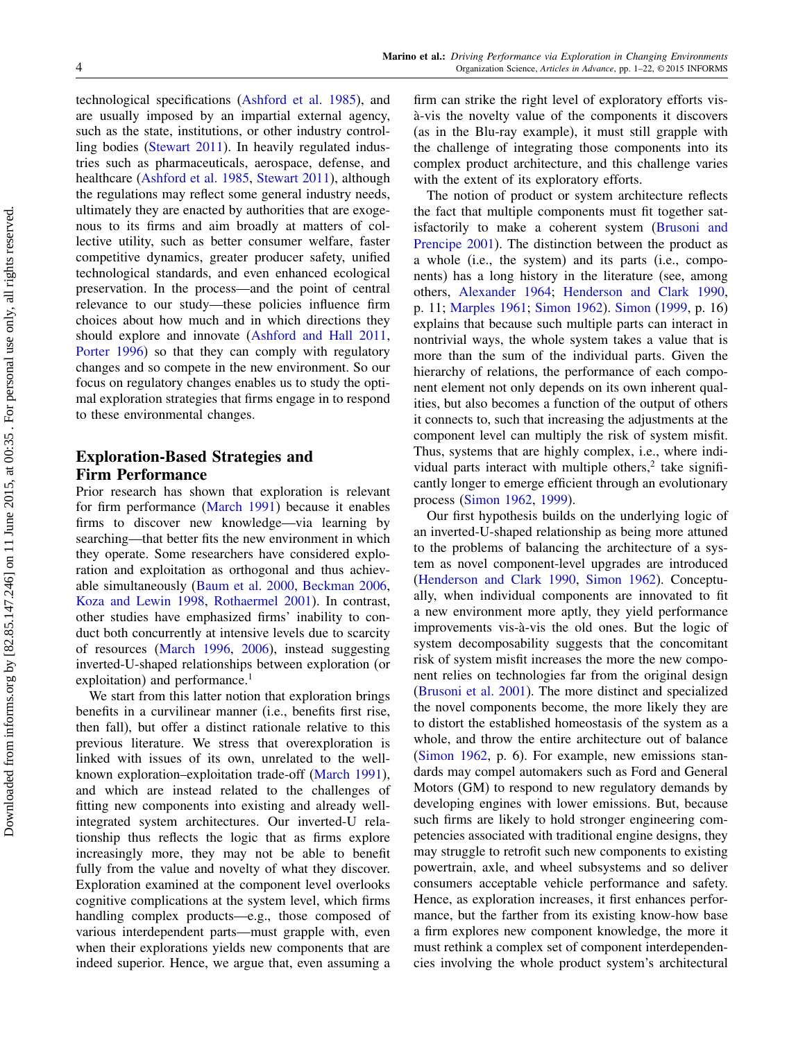technological specifications (Ashford et al. 1985), and are usually imposed by an impartial external agency, such as the state, institutions, or other industry controlling bodies (Stewart 2011). In heavily regulated industries such as pharmaceuticals, aerospace, defense, and healthcare (Ashford et al. 1985, Stewart 2011), although the regulations may reflect some general industry needs, ultimately they are enacted by authorities that are exogenous to its firms and aim broadly at matters of collective utility, such as better consumer welfare, faster competitive dynamics, greater producer safety, unified technological standards, and even enhanced ecological preservation. In the process—and the point of central relevance to our study—these policies influence firm choices about how much and in which directions they should explore and innovate (Ashford and Hall 2011, Porter 1996) so that they can comply with regulatory changes and so compete in the new environment. So our focus on regulatory changes enables us to study the optimal exploration strategies that firms engage in to respond to these environmental changes.

## Exploration-Based Strategies and Firm Performance

Prior research has shown that exploration is relevant for firm performance (March 1991) because it enables firms to discover new knowledge—via learning by searching—that better fits the new environment in which they operate. Some researchers have considered exploration and exploitation as orthogonal and thus achievable simultaneously (Baum et al. 2000, Beckman 2006, Koza and Lewin 1998, Rothaermel 2001). In contrast, other studies have emphasized firms' inability to conduct both concurrently at intensive levels due to scarcity of resources (March 1996, 2006), instead suggesting inverted-U-shaped relationships between exploration (or exploitation) and performance.[1]

We start from this latter notion that exploration brings benefits in a curvilinear manner (i.e., benefits first rise, then fall), but offer a distinct rationale relative to this previous literature. We stress that overexploration is linked with issues of its own, unrelated to the well-known exploration–exploitation trade-off (March 1991), and which are instead related to the challenges of fitting new components into existing and already well-integrated system architectures. Our inverted-U relationship thus reflects the logic that as firms explore increasingly more, they may not be able to benefit fully from the value and novelty of what they discover. Exploration examined at the component level overlooks cognitive complications at the system level, which firms handling complex products—e.g., those composed of various interdependent parts—must grapple with, even when their explorations yields new components that are indeed superior. Hence, we argue that, even assuming a firm can strike the right level of exploratory efforts vis-à-vis the novelty value of the components it discovers (as in the Blu-ray example), it must still grapple with the challenge of integrating those components into its complex product architecture, and this challenge varies with the extent of its exploratory efforts.

The notion of product or system architecture reflects the fact that multiple components must fit together satisfactorily to make a coherent system (Brusoni and Prencipe 2001). The distinction between the product as a whole (i.e., the system) and its parts (i.e., components) has a long history in the literature (see, among others, Alexander 1964; Henderson and Clark 1990, p. 11; Marples 1961; Simon 1962). Simon (1999, p. 16) explains that because such multiple parts can interact in nontrivial ways, the whole system takes a value that is more than the sum of the individual parts. Given the hierarchy of relations, the performance of each component element not only depends on its own inherent qualities, but also becomes a function of the output of others it connects to, such that increasing the adjustments at the component level can multiply the risk of system misfit. Thus, systems that are highly complex, i.e., where individual parts interact with multiple others,[2] take significantly longer to emerge efficient through an evolutionary process (Simon 1962, 1999).

Our first hypothesis builds on the underlying logic of an inverted-U-shaped relationship as being more attuned to the problems of balancing the architecture of a system as novel component-level upgrades are introduced (Henderson and Clark 1990, Simon 1962). Conceptually, when individual components are innovated to fit a new environment more aptly, they yield performance improvements vis-à-vis the old ones. But the logic of system decomposability suggests that the concomitant risk of system misfit increases the more the new component relies on technologies far from the original design (Brusoni et al. 2001). The more distinct and specialized the novel components become, the more likely they are to distort the established homeostasis of the system as a whole, and throw the entire architecture out of balance (Simon 1962, p. 6). For example, new emissions standards may compel automakers such as Ford and General Motors (GM) to respond to new regulatory demands by developing engines with lower emissions. But, because such firms are likely to hold stronger engineering competencies associated with traditional engine designs, they may struggle to retrofit such new components to existing powertrain, axle, and wheel subsystems and so deliver consumers acceptable vehicle performance and safety. Hence, as exploration increases, it first enhances performance, but the farther from its existing know-how base a firm explores new component knowledge, the more it must rethink a complex set of component interdependencies involving the whole product system's architectural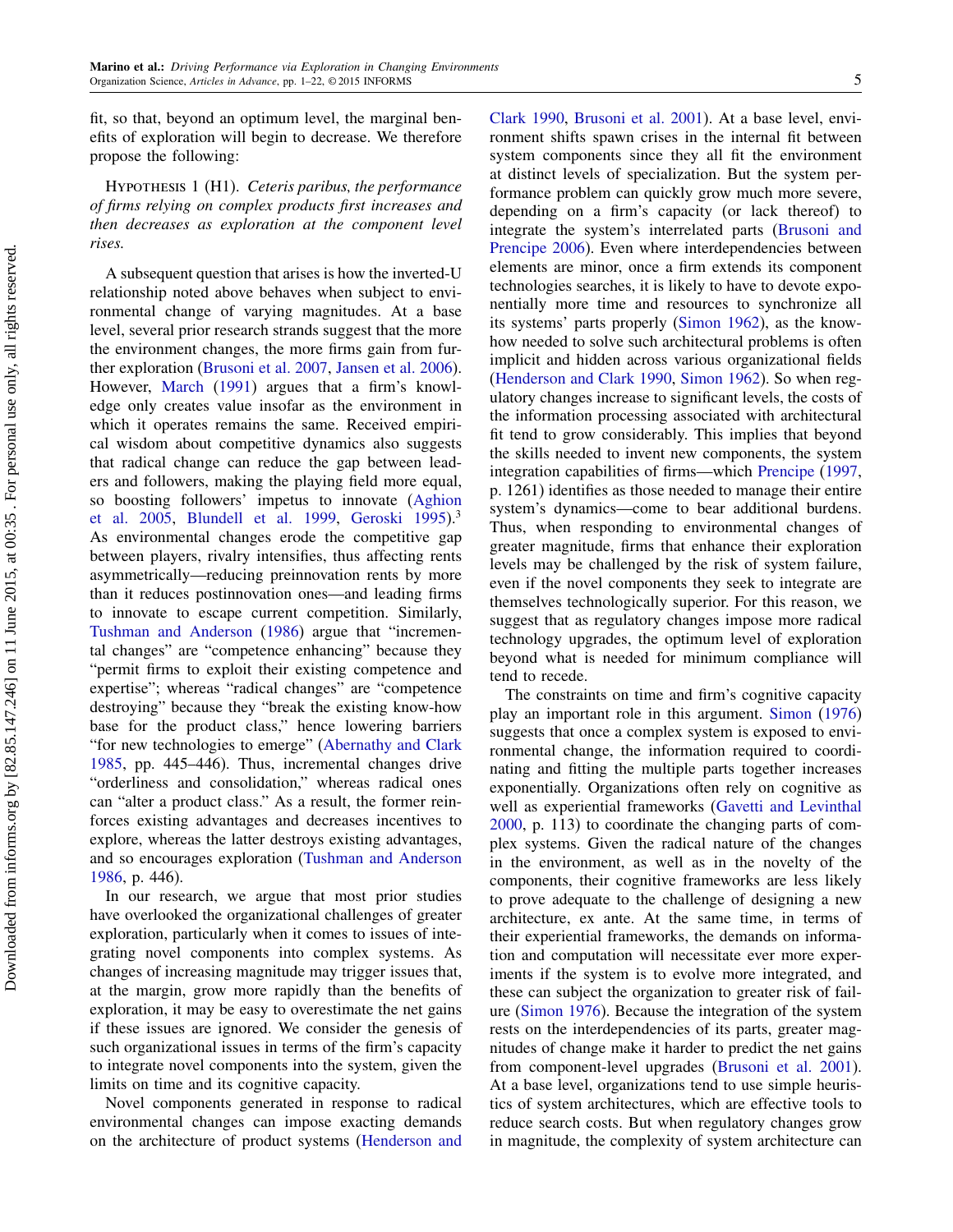fit, so that, beyond an optimum level, the marginal benefits of exploration will begin to decrease. We therefore propose the following:

Hypothesis 1 (H1). *Ceteris paribus, the performance of firms relying on complex products first increases and then decreases as exploration at the component level rises.*

A subsequent question that arises is how the inverted-U relationship noted above behaves when subject to environmental change of varying magnitudes. At a base level, several prior research strands suggest that the more the environment changes, the more firms gain from further exploration (Brusoni et al. 2007, Jansen et al. 2006). However, March (1991) argues that a firm's knowledge only creates value insofar as the environment in which it operates remains the same. Received empirical wisdom about competitive dynamics also suggests that radical change can reduce the gap between leaders and followers, making the playing field more equal, so boosting followers' impetus to innovate (Aghion et al. 2005, Blundell et al. 1999, Geroski 1995).[3] As environmental changes erode the competitive gap between players, rivalry intensifies, thus affecting rents asymmetrically—reducing preinnovation rents by more than it reduces postinnovation ones—and leading firms to innovate to escape current competition. Similarly, Tushman and Anderson (1986) argue that "incremental changes" are "competence enhancing" because they "permit firms to exploit their existing competence and expertise"; whereas "radical changes" are "competence destroying" because they "break the existing know-how base for the product class," hence lowering barriers "for new technologies to emerge" (Abernathy and Clark 1985, pp. 445–446). Thus, incremental changes drive "orderliness and consolidation," whereas radical ones can "alter a product class." As a result, the former reinforces existing advantages and decreases incentives to explore, whereas the latter destroys existing advantages, and so encourages exploration (Tushman and Anderson 1986, p. 446).

In our research, we argue that most prior studies have overlooked the organizational challenges of greater exploration, particularly when it comes to issues of integrating novel components into complex systems. As changes of increasing magnitude may trigger issues that, at the margin, grow more rapidly than the benefits of exploration, it may be easy to overestimate the net gains if these issues are ignored. We consider the genesis of such organizational issues in terms of the firm's capacity to integrate novel components into the system, given the limits on time and its cognitive capacity.

Novel components generated in response to radical environmental changes can impose exacting demands on the architecture of product systems (Henderson and Clark 1990, Brusoni et al. 2001). At a base level, environment shifts spawn crises in the internal fit between system components since they all fit the environment at distinct levels of specialization. But the system performance problem can quickly grow much more severe, depending on a firm's capacity (or lack thereof) to integrate the system's interrelated parts (Brusoni and Prencipe 2006). Even where interdependencies between elements are minor, once a firm extends its component technologies searches, it is likely to have to devote exponentially more time and resources to synchronize all its systems' parts properly (Simon 1962), as the know-how needed to solve such architectural problems is often implicit and hidden across various organizational fields (Henderson and Clark 1990, Simon 1962). So when regulatory changes increase to significant levels, the costs of the information processing associated with architectural fit tend to grow considerably. This implies that beyond the skills needed to invent new components, the system integration capabilities of firms—which Prencipe (1997, p. 1261) identifies as those needed to manage their entire system's dynamics—come to bear additional burdens. Thus, when responding to environmental changes of greater magnitude, firms that enhance their exploration levels may be challenged by the risk of system failure, even if the novel components they seek to integrate are themselves technologically superior. For this reason, we suggest that as regulatory changes impose more radical technology upgrades, the optimum level of exploration beyond what is needed for minimum compliance will tend to recede.

The constraints on time and firm's cognitive capacity play an important role in this argument. Simon (1976) suggests that once a complex system is exposed to environmental change, the information required to coordinating and fitting the multiple parts together increases exponentially. Organizations often rely on cognitive as well as experiential frameworks (Gavetti and Levinthal 2000, p. 113) to coordinate the changing parts of complex systems. Given the radical nature of the changes in the environment, as well as in the novelty of the components, their cognitive frameworks are less likely to prove adequate to the challenge of designing a new architecture, ex ante. At the same time, in terms of their experiential frameworks, the demands on information and computation will necessitate ever more experiments if the system is to evolve more integrated, and these can subject the organization to greater risk of failure (Simon 1976). Because the integration of the system rests on the interdependencies of its parts, greater magnitudes of change make it harder to predict the net gains from component-level upgrades (Brusoni et al. 2001). At a base level, organizations tend to use simple heuristics of system architectures, which are effective tools to reduce search costs. But when regulatory changes grow in magnitude, the complexity of system architecture can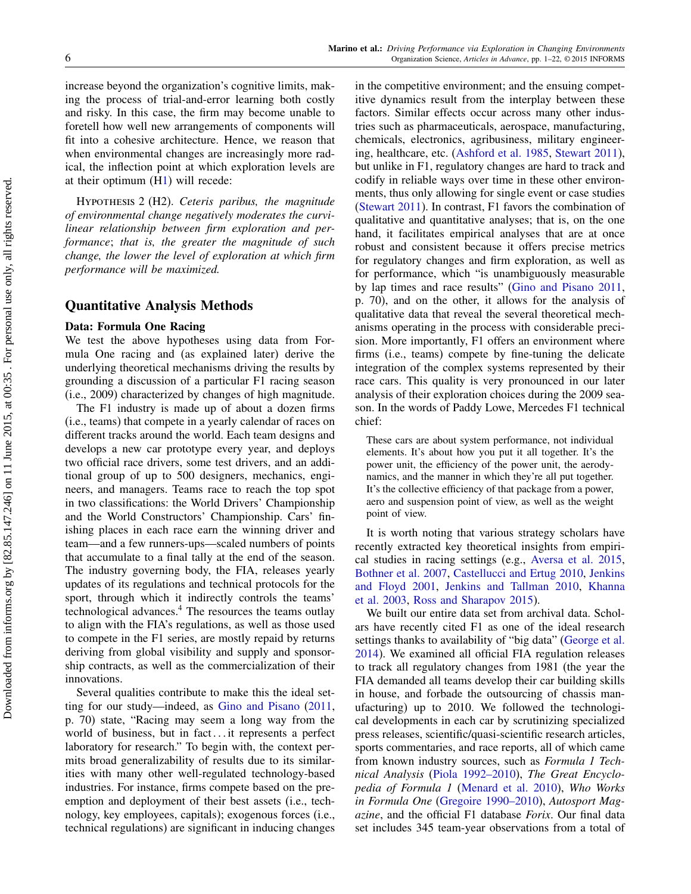increase beyond the organization's cognitive limits, making the process of trial-and-error learning both costly and risky. In this case, the firm may become unable to foretell how well new arrangements of components will fit into a cohesive architecture. Hence, we reason that when environmental changes are increasingly more radical, the inflection point at which exploration levels are at their optimum (H1) will recede:

Hypothesis 2 (H2). *Ceteris paribus, the magnitude of environmental change negatively moderates the curvilinear relationship between firm exploration and performance; that is, the greater the magnitude of such change, the lower the level of exploration at which firm performance will be maximized.*

## Quantitative Analysis Methods

### Data: Formula One Racing

We test the above hypotheses using data from Formula One racing and (as explained later) derive the underlying theoretical mechanisms driving the results by grounding a discussion of a particular F1 racing season (i.e., 2009) characterized by changes of high magnitude.

The F1 industry is made up of about a dozen firms (i.e., teams) that compete in a yearly calendar of races on different tracks around the world. Each team designs and develops a new car prototype every year, and deploys two official race drivers, some test drivers, and an additional group of up to 500 designers, mechanics, engineers, and managers. Teams race to reach the top spot in two classifications: the World Drivers' Championship and the World Constructors' Championship. Cars' finishing places in each race earn the winning driver and team—and a few runners-ups—scaled numbers of points that accumulate to a final tally at the end of the season. The industry governing body, the FIA, releases yearly updates of its regulations and technical protocols for the sport, through which it indirectly controls the teams' technological advances.[4] The resources the teams outlay to align with the FIA's regulations, as well as those used to compete in the F1 series, are mostly repaid by returns deriving from global visibility and supply and sponsorship contracts, as well as the commercialization of their innovations.

Several qualities contribute to make this the ideal setting for our study—indeed, as Gino and Pisano (2011, p. 70) state, "Racing may seem a long way from the world of business, but in fact … it represents a perfect laboratory for research." To begin with, the context permits broad generalizability of results due to its similarities with many other well-regulated technology-based industries. For instance, firms compete based on the preemption and deployment of their best assets (i.e., technology, key employees, capitals); exogenous forces (i.e., technical regulations) are significant in inducing changes in the competitive environment; and the ensuing competitive dynamics result from the interplay between these factors. Similar effects occur across many other industries such as pharmaceuticals, aerospace, manufacturing, chemicals, electronics, agribusiness, military engineering, healthcare, etc. (Ashford et al. 1985, Stewart 2011), but unlike in F1, regulatory changes are hard to track and codify in reliable ways over time in these other environments, thus only allowing for single event or case studies (Stewart 2011). In contrast, F1 favors the combination of qualitative and quantitative analyses; that is, on the one hand, it facilitates empirical analyses that are at once robust and consistent because it offers precise metrics for regulatory changes and firm exploration, as well as for performance, which "is unambiguously measurable by lap times and race results" (Gino and Pisano 2011, p. 70), and on the other, it allows for the analysis of qualitative data that reveal the several theoretical mechanisms operating in the process with considerable precision. More importantly, F1 offers an environment where firms (i.e., teams) compete by fine-tuning the delicate integration of the complex systems represented by their race cars. This quality is very pronounced in our later analysis of their exploration choices during the 2009 season. In the words of Paddy Lowe, Mercedes F1 technical chief:

> These cars are about system performance, not individual elements. It's about how you put it all together. It's the power unit, the efficiency of the power unit, the aerodynamics, and the manner in which they're all put together. It's the collective efficiency of that package from a power, aero and suspension point of view, as well as the weight point of view.

It is worth noting that various strategy scholars have recently extracted key theoretical insights from empirical studies in racing settings (e.g., Aversa et al. 2015, Bothner et al. 2007, Castellucci and Ertug 2010, Jenkins and Floyd 2001, Jenkins and Tallman 2010, Khanna et al. 2003, Ross and Sharapov 2015).

We built our entire data set from archival data. Scholars have recently cited F1 as one of the ideal research settings thanks to availability of "big data" (George et al. 2014). We examined all official FIA regulation releases to track all regulatory changes from 1981 (the year the FIA demanded all teams develop their car building skills in house, and forbade the outsourcing of chassis manufacturing) up to 2010. We followed the technological developments in each car by scrutinizing specialized press releases, scientific/quasi-scientific research articles, sports commentaries, and race reports, all of which came from known industry sources, such as *Formula 1 Technical Analysis* (Piola 1992–2010), *The Great Encyclopedia of Formula 1* (Menard et al. 2010), *Who Works in Formula One* (Gregoire 1990–2010), *Autosport Magazine*, and the official F1 database *Forix*. Our final data set includes 345 team-year observations from a total of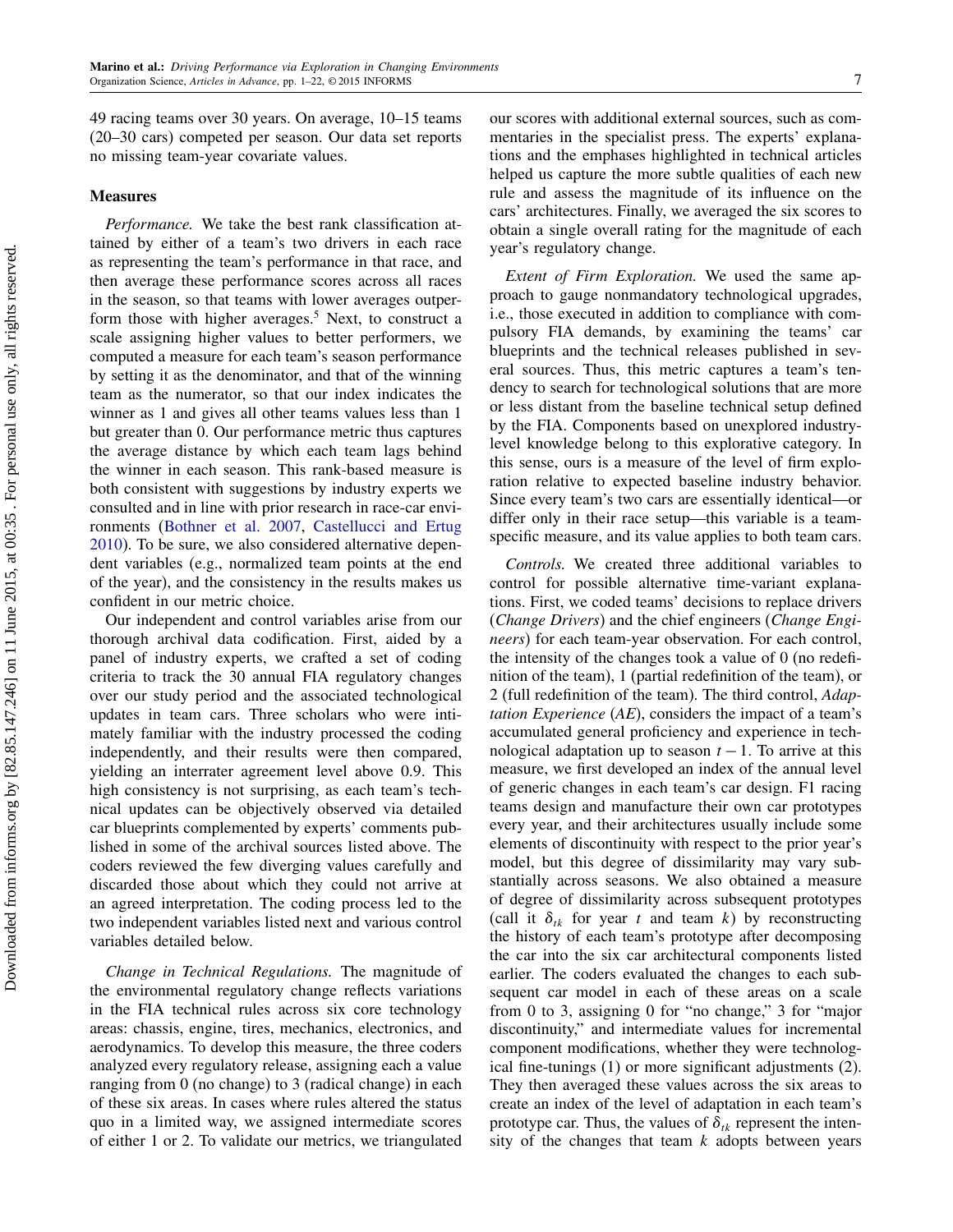49 racing teams over 30 years. On average, 10–15 teams (20–30 cars) competed per season. Our data set reports no missing team-year covariate values.

## Measures

*Performance.* We take the best rank classification attained by either of a team's two drivers in each race as representing the team's performance in that race, and then average these performance scores across all races in the season, so that teams with lower averages outperform those with higher averages.[5] Next, to construct a scale assigning higher values to better performers, we computed a measure for each team's season performance by setting it as the denominator, and that of the winning team as the numerator, so that our index indicates the winner as 1 and gives all other teams values less than 1 but greater than 0. Our performance metric thus captures the average distance by which each team lags behind the winner in each season. This rank-based measure is both consistent with suggestions by industry experts we consulted and in line with prior research in race-car environments (Bothner et al. 2007, Castellucci and Ertug 2010). To be sure, we also considered alternative dependent variables (e.g., normalized team points at the end of the year), and the consistency in the results makes us confident in our metric choice.

Our independent and control variables arise from our thorough archival data codification. First, aided by a panel of industry experts, we crafted a set of coding criteria to track the 30 annual FIA regulatory changes over our study period and the associated technological updates in team cars. Three scholars who were intimately familiar with the industry processed the coding independently, and their results were then compared, yielding an interrater agreement level above 0.9. This high consistency is not surprising, as each team's technical updates can be objectively observed via detailed car blueprints complemented by experts' comments published in some of the archival sources listed above. The coders reviewed the few diverging values carefully and discarded those about which they could not arrive at an agreed interpretation. The coding process led to the two independent variables listed next and various control variables detailed below.

*Change in Technical Regulations.* The magnitude of the environmental regulatory change reflects variations in the FIA technical rules across six core technology areas: chassis, engine, tires, mechanics, electronics, and aerodynamics. To develop this measure, the three coders analyzed every regulatory release, assigning each a value ranging from 0 (no change) to 3 (radical change) in each of these six areas. In cases where rules altered the status quo in a limited way, we assigned intermediate scores of either 1 or 2. To validate our metrics, we triangulated our scores with additional external sources, such as commentaries in the specialist press. The experts' explanations and the emphases highlighted in technical articles helped us capture the more subtle qualities of each new rule and assess the magnitude of its influence on the cars' architectures. Finally, we averaged the six scores to obtain a single overall rating for the magnitude of each year's regulatory change.

*Extent of Firm Exploration.* We used the same approach to gauge nonmandatory technological upgrades, i.e., those executed in addition to compliance with compulsory FIA demands, by examining the teams' car blueprints and the technical releases published in several sources. Thus, this metric captures a team's tendency to search for technological solutions that are more or less distant from the baseline technical setup defined by the FIA. Components based on unexplored industry-level knowledge belong to this explorative category. In this sense, ours is a measure of the level of firm exploration relative to expected baseline industry behavior. Since every team's two cars are essentially identical—or differ only in their race setup—this variable is a team-specific measure, and its value applies to both team cars.

*Controls.* We created three additional variables to control for possible alternative time-variant explanations. First, we coded teams' decisions to replace drivers (*Change Drivers*) and the chief engineers (*Change Engineers*) for each team-year observation. For each control, the intensity of the changes took a value of 0 (no redefinition of the team), 1 (partial redefinition of the team), or 2 (full redefinition of the team). The third control, *Adaptation Experience* (*AE*), considers the impact of a team's accumulated general proficiency and experience in technological adaptation up to season $t-1$. To arrive at this measure, we first developed an index of the annual level of generic changes in each team's car design. F1 racing teams design and manufacture their own car prototypes every year, and their architectures usually include some elements of discontinuity with respect to the prior year's model, but this degree of dissimilarity may vary substantially across seasons. We also obtained a measure of degree of dissimilarity across subsequent prototypes (call it $\delta_{tk}$ for year $t$ and team $k$) by reconstructing the history of each team's prototype after decomposing the car into the six car architectural components listed earlier. The coders evaluated the changes to each subsequent car model in each of these areas on a scale from 0 to 3, assigning 0 for "no change," 3 for "major discontinuity," and intermediate values for incremental component modifications, whether they were technological fine-tunings (1) or more significant adjustments (2). They then averaged these values across the six areas to create an index of the level of adaptation in each team's prototype car. Thus, the values of $\delta_{tk}$ represent the intensity of the changes that team $k$ adopts between years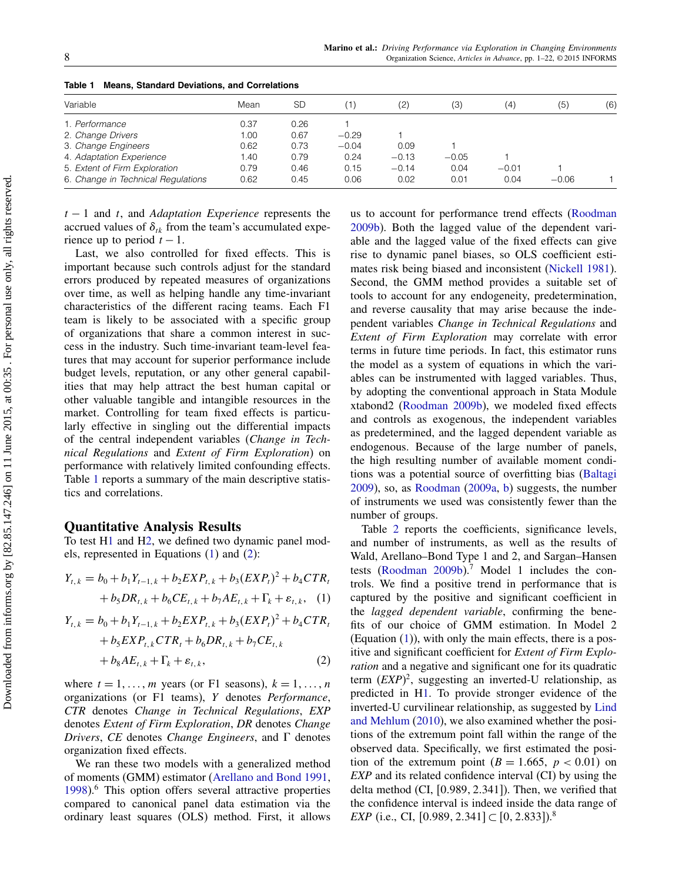**Table 1 Means, Standard Deviations, and Correlations**

| Variable | Mean | SD | (1) | (2) | (3) | (4) | (5) | (6) |
|---|---|---|---|---|---|---|---|---|
| 1. *Performance* | 0.37 | 0.26 | 1 | | | | | |
| 2. *Change Drivers* | 1.00 | 0.67 | −0.29 | 1 | | | | |
| 3. *Change Engineers* | 0.62 | 0.73 | −0.04 | 0.09 | 1 | | | |
| 4. *Adaptation Experience* | 1.40 | 0.79 | 0.24 | −0.13 | −0.05 | 1 | | |
| 5. *Extent of Firm Exploration* | 0.79 | 0.46 | 0.15 | −0.14 | 0.04 | −0.01 | 1 | |
| 6. *Change in Technical Regulations* | 0.62 | 0.45 | 0.06 | 0.02 | 0.01 | 0.04 | −0.06 | 1 |

$t-1$ and $t$, and *Adaptation Experience* represents the accrued values of $\delta_{tk}$ from the team's accumulated experience up to period $t-1$.

Last, we also controlled for fixed effects. This is important because such controls adjust for the standard errors produced by repeated measures of organizations over time, as well as helping handle any time-invariant characteristics of the different racing teams. Each F1 team is likely to be associated with a specific group of organizations that share a common interest in success in the industry. Such time-invariant team-level features that may account for superior performance include budget levels, reputation, or any other general capabilities that may help attract the best human capital or other valuable tangible and intangible resources in the market. Controlling for team fixed effects is particularly effective in singling out the differential impacts of the central independent variables (*Change in Technical Regulations* and *Extent of Firm Exploration*) on performance with relatively limited confounding effects. Table 1 reports a summary of the main descriptive statistics and correlations.

## Quantitative Analysis Results

To test H1 and H2, we defined two dynamic panel models, represented in Equations (1) and (2):

$$Y_{t,k} = b_0 + b_1 Y_{t-1,k} + b_2 EXP_{t,k} + b_3 (EXP_t)^2 + b_4 CTR_t + b_5 DR_{t,k} + b_6 CE_{t,k} + b_7 AE_{t,k} + \Gamma_k + \varepsilon_{t,k}, \quad (1)$$

$$Y_{t,k} = b_0 + b_1 Y_{t-1,k} + b_2 EXP_{t,k} + b_3 (EXP_t)^2 + b_4 CTR_t + b_5 EXP_{t,k} CTR_t + b_6 DR_{t,k} + b_7 CE_{t,k} + b_8 AE_{t,k} + \Gamma_k + \varepsilon_{t,k}, \quad (2)$$

where $t = 1, \ldots, m$ years (or F1 seasons), $k = 1, \ldots, n$ organizations (or F1 teams), $Y$ denotes *Performance*, $CTR$ denotes *Change in Technical Regulations*, $EXP$ denotes *Extent of Firm Exploration*, $DR$ denotes *Change Drivers*, $CE$ denotes *Change Engineers*, and $\Gamma$ denotes organization fixed effects.

We ran these two models with a generalized method of moments (GMM) estimator (Arellano and Bond 1991, 1998).[6] This option offers several attractive properties compared to canonical panel data estimation via the ordinary least squares (OLS) method. First, it allows us to account for performance trend effects (Roodman 2009b). Both the lagged value of the dependent variable and the lagged value of the fixed effects can give rise to dynamic panel biases, so OLS coefficient estimates risk being biased and inconsistent (Nickell 1981). Second, the GMM method provides a suitable set of tools to account for any endogeneity, predetermination, and reverse causality that may arise because the independent variables *Change in Technical Regulations* and *Extent of Firm Exploration* may correlate with error terms in future time periods. In fact, this estimator runs the model as a system of equations in which the variables can be instrumented with lagged variables. Thus, by adopting the conventional approach in Stata Module xtabond2 (Roodman 2009b), we modeled fixed effects and controls as exogenous, the independent variables as predetermined, and the lagged dependent variable as endogenous. Because of the large number of panels, the high resulting number of available moment conditions was a potential source of overfitting bias (Baltagi 2009), so, as Roodman (2009a, b) suggests, the number of instruments we used was consistently fewer than the number of groups.

Table 2 reports the coefficients, significance levels, and number of instruments, as well as the results of Wald, Arellano–Bond Type 1 and 2, and Sargan–Hansen tests (Roodman 2009b).[7] Model 1 includes the controls. We find a positive trend in performance that is captured by the positive and significant coefficient in the *lagged dependent variable*, confirming the benefits of our choice of GMM estimation. In Model 2 (Equation (1)), with only the main effects, there is a positive and significant coefficient for *Extent of Firm Exploration* and a negative and significant one for its quadratic term $(EXP)^2$, suggesting an inverted-U relationship, as predicted in H1. To provide stronger evidence of the inverted-U curvilinear relationship, as suggested by Lind and Mehlum (2010), we also examined whether the positions of the extremum point fall within the range of the observed data. Specifically, we first estimated the position of the extremum point ($B = 1.665$, $p < 0.01$) on $EXP$ and its related confidence interval (CI) by using the delta method (CI, [0.989, 2.341]). Then, we verified that the confidence interval is indeed inside the data range of $EXP$ (i.e., CI, $[0.989, 2.341] \subset [0, 2.833]$).[8]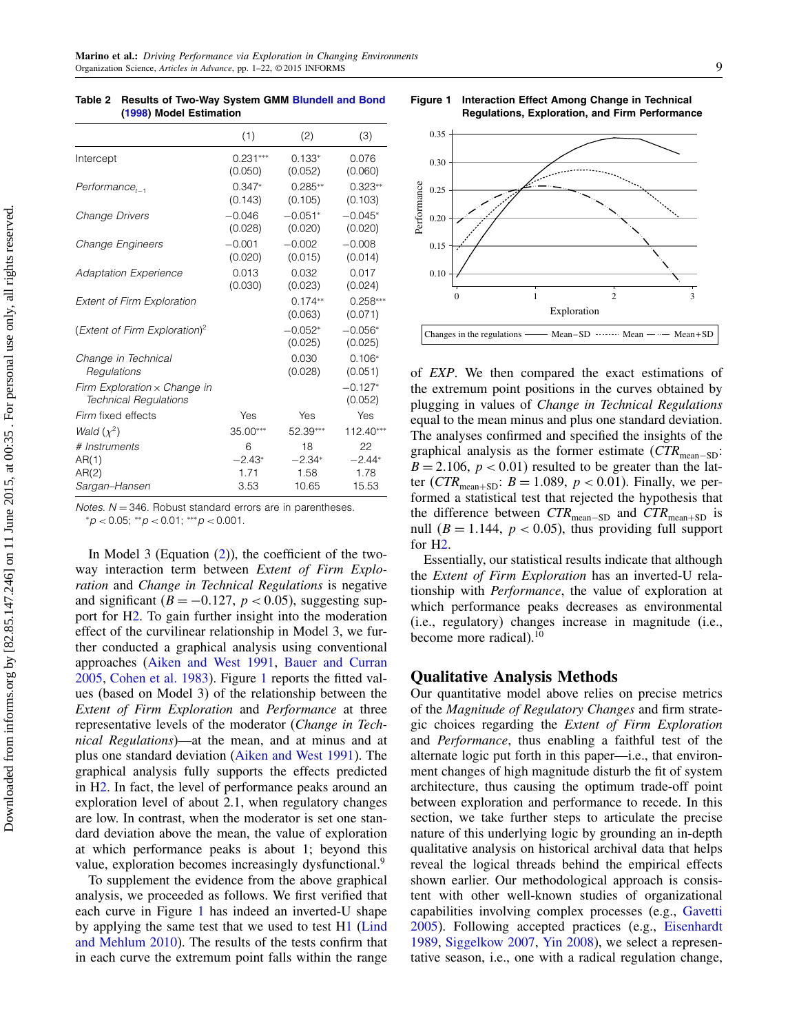**Table 2 Results of Two-Way System GMM Blundell and Bond (1998) Model Estimation**

| | (1) | (2) | (3) |
|---|---|---|---|
| Intercept | 0.231*** (0.050) | 0.133* (0.052) | 0.076 (0.060) |
| *Performance*$_{t-1}$ | 0.347* (0.143) | 0.285** (0.105) | 0.323** (0.103) |
| *Change Drivers* | −0.046 (0.028) | −0.051* (0.020) | −0.045* (0.020) |
| *Change Engineers* | −0.001 (0.020) | −0.002 (0.015) | −0.008 (0.014) |
| *Adaptation Experience* | 0.013 (0.030) | 0.032 (0.023) | 0.017 (0.024) |
| *Extent of Firm Exploration* | | 0.174** (0.063) | 0.258*** (0.071) |
| (*Extent of Firm Exploration*)$^2$ | | −0.052* (0.025) | −0.056* (0.025) |
| *Change in Technical Regulations* | | 0.030 (0.028) | 0.106* (0.051) |
| *Firm Exploration* × *Change in Technical Regulations* | | | −0.127* (0.052) |
| Firm fixed effects | Yes | Yes | Yes |
| *Wald* ($\chi^2$) | 35.00*** | 52.39*** | 112.40*** |
| # *Instruments* | 6 | 18 | 22 |
| AR(1) | −2.43* | −2.34* | −2.44* |
| AR(2) | 1.71 | 1.58 | 1.78 |
| Sargan–Hansen | 3.53 | 10.65 | 15.53 |

*Notes.* $N = 346$. Robust standard errors are in parentheses.
*$p < 0.05$; **$p < 0.01$; ***$p < 0.001$.

In Model 3 (Equation (2)), the coefficient of the two-way interaction term between *Extent of Firm Exploration* and *Change in Technical Regulations* is negative and significant ($B = -0.127$, $p < 0.05$), suggesting support for H2. To gain further insight into the moderation effect of the curvilinear relationship in Model 3, we further conducted a graphical analysis using conventional approaches (Aiken and West 1991, Bauer and Curran 2005, Cohen et al. 1983). Figure 1 reports the fitted values (based on Model 3) of the relationship between the *Extent of Firm Exploration* and *Performance* at three representative levels of the moderator (*Change in Technical Regulations*)—at the mean, and at minus and at plus one standard deviation (Aiken and West 1991). The graphical analysis fully supports the effects predicted in H2. In fact, the level of performance peaks around an exploration level of about 2.1, when regulatory changes are low. In contrast, when the moderator is set one standard deviation above the mean, the value of exploration at which performance peaks is about 1; beyond this value, exploration becomes increasingly dysfunctional.[9]

To supplement the evidence from the above graphical analysis, we proceeded as follows. We first verified that each curve in Figure 1 has indeed an inverted-U shape by applying the same test that we used to test H1 (Lind and Mehlum 2010). The results of the tests confirm that in each curve the extremum point falls within the range of *EXP*. We then compared the exact estimations of the extremum point positions in the curves obtained by plugging in values of *Change in Technical Regulations* equal to the mean minus and plus one standard deviation. The analyses confirmed and specified the insights of the graphical analysis as the former estimate ($CTR_{\text{mean}-\text{SD}}$: $B = 2.106$, $p < 0.01$) resulted to be greater than the latter ($CTR_{\text{mean}+\text{SD}}$: $B = 1.089$, $p < 0.01$). Finally, we performed a statistical test that rejected the hypothesis that the difference between $CTR_{\text{mean}-\text{SD}}$ and $CTR_{\text{mean}+\text{SD}}$ is null ($B = 1.144$, $p < 0.05$), thus providing full support for H2.

**Figure 1 Interaction Effect Among Change in Technical Regulations, Exploration, and Firm Performance**

Essentially, our statistical results indicate that although the *Extent of Firm Exploration* has an inverted-U relationship with *Performance*, the value of exploration at which performance peaks decreases as environmental (i.e., regulatory) changes increase in magnitude (i.e., become more radical).[10]

## Qualitative Analysis Methods

Our quantitative model above relies on precise metrics of the *Magnitude of Regulatory Changes* and firm strategic choices regarding the *Extent of Firm Exploration* and *Performance*, thus enabling a faithful test of the alternate logic put forth in this paper—i.e., that environment changes of high magnitude disturb the fit of system architecture, thus causing the optimum trade-off point between exploration and performance to recede. In this section, we take further steps to articulate the precise nature of this underlying logic by grounding an in-depth qualitative analysis on historical archival data that helps reveal the logical threads behind the empirical effects shown earlier. Our methodological approach is consistent with other well-known studies of organizational capabilities involving complex processes (e.g., Gavetti 2005). Following accepted practices (e.g., Eisenhardt 1989, Siggelkow 2007, Yin 2008), we select a representative season, i.e., one with a radical regulation change,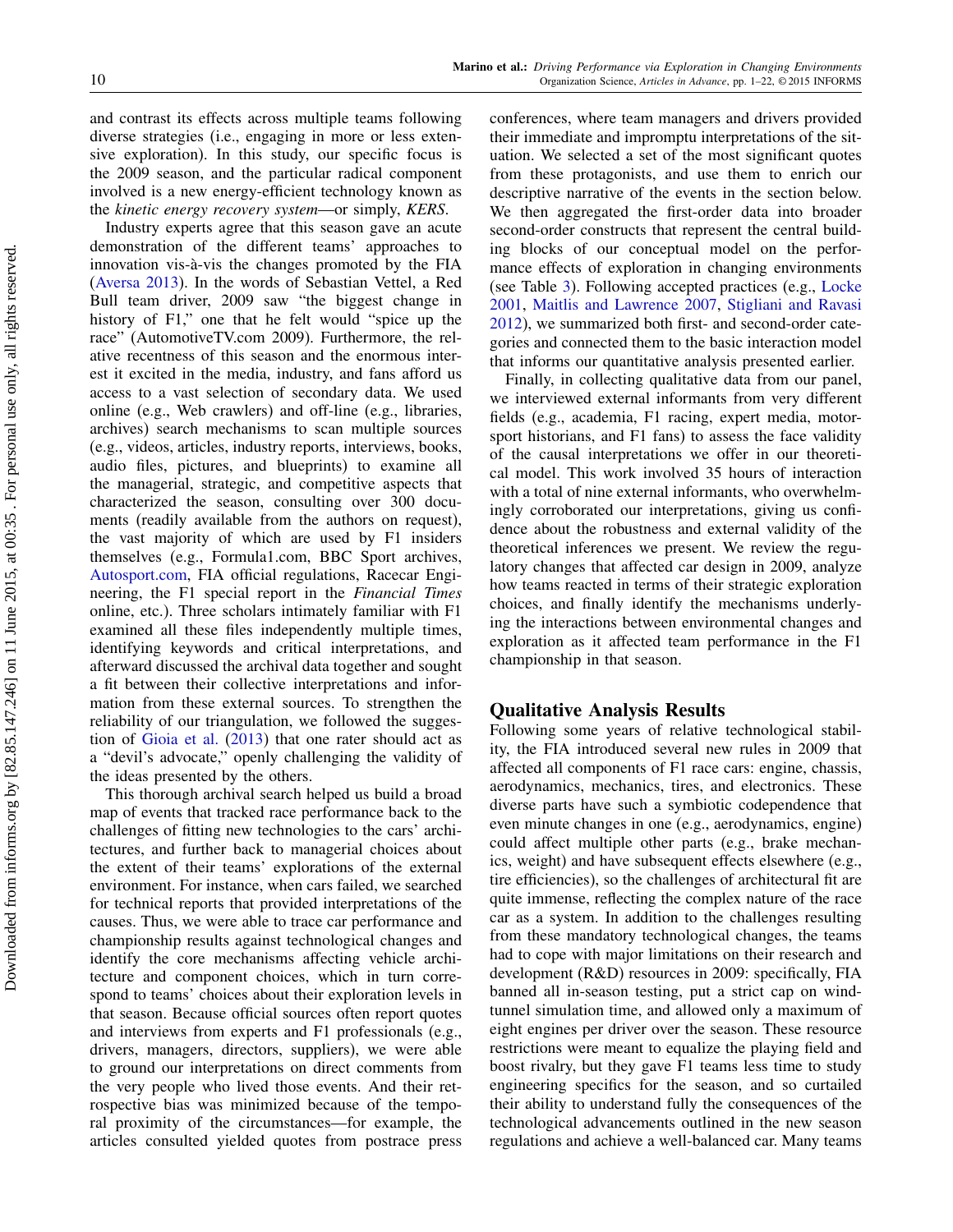and contrast its effects across multiple teams following diverse strategies (i.e., engaging in more or less extensive exploration). In this study, our specific focus is the 2009 season, and the particular radical component involved is a new energy-efficient technology known as the *kinetic energy recovery system*—or simply, *KERS*.

Industry experts agree that this season gave an acute demonstration of the different teams' approaches to innovation vis-à-vis the changes promoted by the FIA (Aversa 2013). In the words of Sebastian Vettel, a Red Bull team driver, 2009 saw "the biggest change in history of F1," one that he felt would "spice up the race" (AutomotiveTV.com 2009). Furthermore, the relative recentness of this season and the enormous interest it excited in the media, industry, and fans afford us access to a vast selection of secondary data. We used online (e.g., Web crawlers) and off-line (e.g., libraries, archives) search mechanisms to scan multiple sources (e.g., videos, articles, industry reports, interviews, books, audio files, pictures, and blueprints) to examine all the managerial, strategic, and competitive aspects that characterized the season, consulting over 300 documents (readily available from the authors on request), the vast majority of which are used by F1 insiders themselves (e.g., Formula1.com, BBC Sport archives, Autosport.com, FIA official regulations, Racecar Engineering, the F1 special report in the *Financial Times* online, etc.). Three scholars intimately familiar with F1 examined all these files independently multiple times, identifying keywords and critical interpretations, and afterward discussed the archival data together and sought a fit between their collective interpretations and information from these external sources. To strengthen the reliability of our triangulation, we followed the suggestion of Gioia et al. (2013) that one rater should act as a "devil's advocate," openly challenging the validity of the ideas presented by the others.

This thorough archival search helped us build a broad map of events that tracked race performance back to the challenges of fitting new technologies to the cars' architectures, and further back to managerial choices about the extent of their teams' explorations of the external environment. For instance, when cars failed, we searched for technical reports that provided interpretations of the causes. Thus, we were able to trace car performance and championship results against technological changes and identify the core mechanisms affecting vehicle architecture and component choices, which in turn correspond to teams' choices about their exploration levels in that season. Because official sources often report quotes and interviews from experts and F1 professionals (e.g., drivers, managers, directors, suppliers), we were able to ground our interpretations on direct comments from the very people who lived those events. And their retrospective bias was minimized because of the temporal proximity of the circumstances—for example, the articles consulted yielded quotes from postrace press conferences, where team managers and drivers provided their immediate and impromptu interpretations of the situation. We selected a set of the most significant quotes from these protagonists, and use them to enrich our descriptive narrative of the events in the section below. We then aggregated the first-order data into broader second-order constructs that represent the central building blocks of our conceptual model on the performance effects of exploration in changing environments (see Table 3). Following accepted practices (e.g., Locke 2001, Maitlis and Lawrence 2007, Stigliani and Ravasi 2012), we summarized both first- and second-order categories and connected them to the basic interaction model that informs our quantitative analysis presented earlier.

Finally, in collecting qualitative data from our panel, we interviewed external informants from very different fields (e.g., academia, F1 racing, expert media, motorsport historians, and F1 fans) to assess the face validity of the causal interpretations we offer in our theoretical model. This work involved 35 hours of interaction with a total of nine external informants, who overwhelmingly corroborated our interpretations, giving us confidence about the robustness and external validity of the theoretical inferences we present. We review the regulatory changes that affected car design in 2009, analyze how teams reacted in terms of their strategic exploration choices, and finally identify the mechanisms underlying the interactions between environmental changes and exploration as it affected team performance in the F1 championship in that season.

## Qualitative Analysis Results

Following some years of relative technological stability, the FIA introduced several new rules in 2009 that affected all components of F1 race cars: engine, chassis, aerodynamics, mechanics, tires, and electronics. These diverse parts have such a symbiotic codependence that even minute changes in one (e.g., aerodynamics, engine) could affect multiple other parts (e.g., brake mechanics, weight) and have subsequent effects elsewhere (e.g., tire efficiencies), so the challenges of architectural fit are quite immense, reflecting the complex nature of the race car as a system. In addition to the challenges resulting from these mandatory technological changes, the teams had to cope with major limitations on their research and development (R&D) resources in 2009: specifically, FIA banned all in-season testing, put a strict cap on wind-tunnel simulation time, and allowed only a maximum of eight engines per driver over the season. These resource restrictions were meant to equalize the playing field and boost rivalry, but they gave F1 teams less time to study engineering specifics for the season, and so curtailed their ability to understand fully the consequences of the technological advancements outlined in the new season regulations and achieve a well-balanced car. Many teams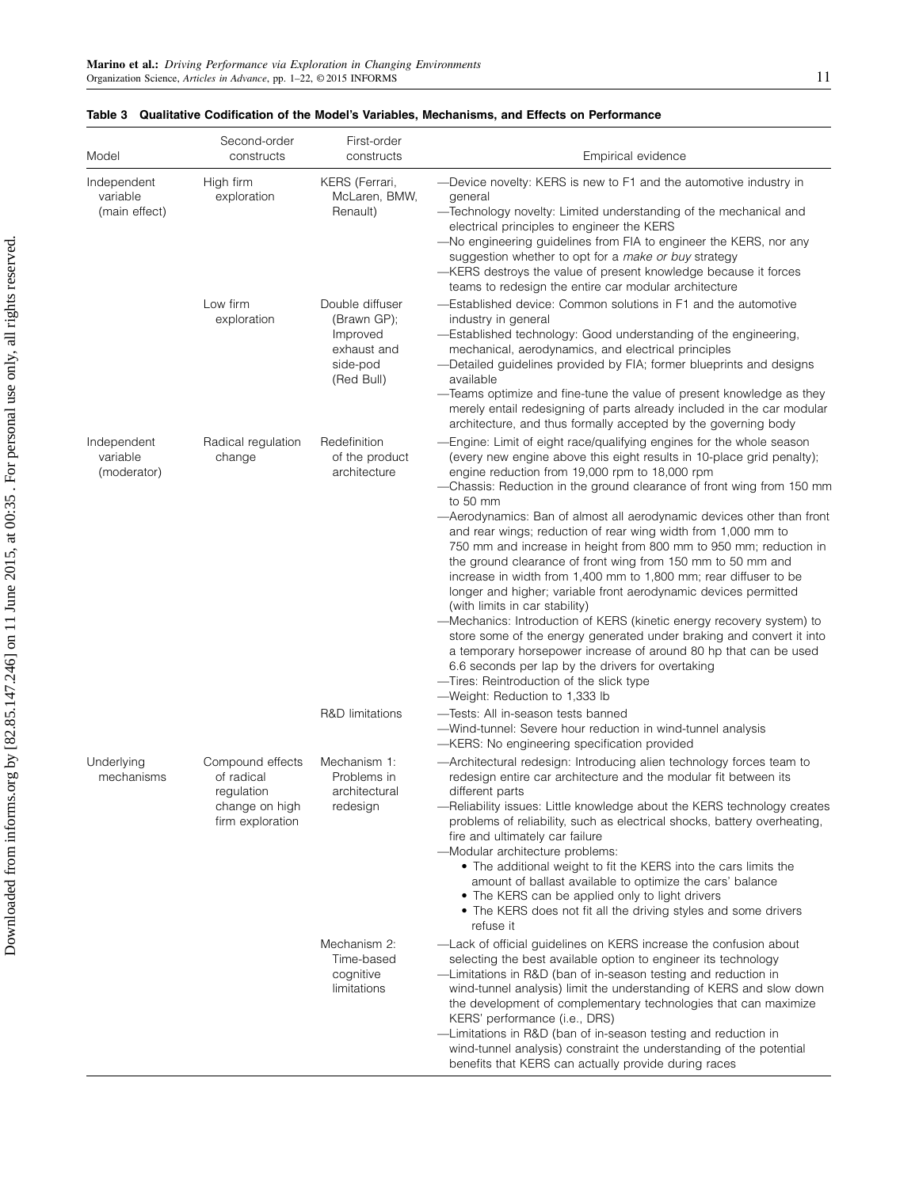**Table 3 Qualitative Codification of the Model's Variables, Mechanisms, and Effects on Performance**

| Model | Second-order constructs | First-order constructs | Empirical evidence |
|---|---|---|---|
| Independent variable (main effect) | High firm exploration | KERS (Ferrari, McLaren, BMW, Renault) | —Device novelty: KERS is new to F1 and the automotive industry in general<br>—Technology novelty: Limited understanding of the mechanical and electrical principles to engineer the KERS<br>—No engineering guidelines from FIA to engineer the KERS, nor any suggestion whether to opt for a *make or buy* strategy<br>—KERS destroys the value of present knowledge because it forces teams to redesign the entire car modular architecture |
| | Low firm exploration | Double diffuser (Brawn GP); Improved exhaust and side-pod (Red Bull) | —Established device: Common solutions in F1 and the automotive industry in general<br>—Established technology: Good understanding of the engineering, mechanical, aerodynamics, and electrical principles<br>—Detailed guidelines provided by FIA; former blueprints and designs available<br>—Teams optimize and fine-tune the value of present knowledge as they merely entail redesigning of parts already included in the car modular architecture, and thus formally accepted by the governing body |
| Independent variable (moderator) | Radical regulation change | Redefinition of the product architecture | —Engine: Limit of eight race/qualifying engines for the whole season (every new engine above this eight results in 10-place grid penalty); engine reduction from 19,000 rpm to 18,000 rpm<br>—Chassis: Reduction in the ground clearance of front wing from 150 mm to 50 mm<br>—Aerodynamics: Ban of almost all aerodynamic devices other than front and rear wings; reduction of rear wing width from 1,000 mm to 750 mm and increase in height from 800 mm to 950 mm; reduction in the ground clearance of front wing from 150 mm to 50 mm and increase in width from 1,400 mm to 1,800 mm; rear diffuser to be longer and higher; variable front aerodynamic devices permitted (with limits in car stability)<br>—Mechanics: Introduction of KERS (kinetic energy recovery system) to store some of the energy generated under braking and convert it into a temporary horsepower increase of around 80 hp that can be used 6.6 seconds per lap by the drivers for overtaking<br>—Tires: Reintroduction of the slick type<br>—Weight: Reduction to 1,333 lb |
| | | R&D limitations | —Tests: All in-season tests banned<br>—Wind-tunnel: Severe hour reduction in wind-tunnel analysis<br>—KERS: No engineering specification provided |
| Underlying mechanisms | Compound effects of radical regulation change on high firm exploration | Mechanism 1: Problems in architectural redesign | —Architectural redesign: Introducing alien technology forces team to redesign entire car architecture and the modular fit between its different parts<br>—Reliability issues: Little knowledge about the KERS technology creates problems of reliability, such as electrical shocks, battery overheating, fire and ultimately car failure<br>—Modular architecture problems:<br>• The additional weight to fit the KERS into the cars limits the amount of ballast available to optimize the cars' balance<br>• The KERS can be applied only to light drivers<br>• The KERS does not fit all the driving styles and some drivers refuse it |
| | | Mechanism 2: Time-based cognitive limitations | —Lack of official guidelines on KERS increase the confusion about selecting the best available option to engineer its technology<br>—Limitations in R&D (ban of in-season testing and reduction in wind-tunnel analysis) limit the understanding of KERS and slow down the development of complementary technologies that can maximize KERS' performance (i.e., DRS)<br>—Limitations in R&D (ban of in-season testing and reduction in wind-tunnel analysis) constraint the understanding of the potential benefits that KERS can actually provide during races |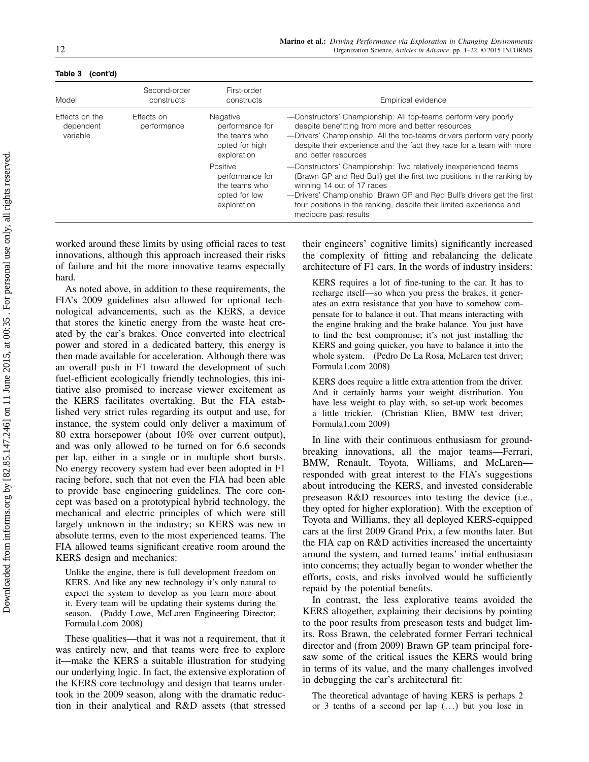**Table 3 (cont'd)**

| Model | Second-order constructs | First-order constructs | Empirical evidence |
|---|---|---|---|
| Effects on the dependent variable | Effects on performance | Negative performance for the teams who opted for high exploration | —Constructors' Championship: All top-teams perform very poorly despite benefitting from more and better resources<br>—Drivers' Championship: All the top-teams drivers perform very poorly despite their experience and the fact they race for a team with more and better resources |
| | | Positive performance for the teams who opted for low exploration | —Constructors' Championship: Two relatively inexperienced teams (Brawn GP and Red Bull) get the first two positions in the ranking by winning 14 out of 17 races<br>—Drivers' Championship: Brawn GP and Red Bull's drivers get the first four positions in the ranking, despite their limited experience and mediocre past results |

worked around these limits by using official races to test innovations, although this approach increased their risks of failure and hit the more innovative teams especially hard.

As noted above, in addition to these requirements, the FIA's 2009 guidelines also allowed for optional technological advancements, such as the KERS, a device that stores the kinetic energy from the waste heat created by the car's brakes. Once converted into electrical power and stored in a dedicated battery, this energy is then made available for acceleration. Although there was an overall push in F1 toward the development of such fuel-efficient ecologically friendly technologies, this initiative also promised to increase viewer excitement as the KERS facilitates overtaking. But the FIA established very strict rules regarding its output and use, for instance, the system could only deliver a maximum of 80 extra horsepower (about 10% over current output), and was only allowed to be turned on for 6.6 seconds per lap, either in a single or in multiple short bursts. No energy recovery system had ever been adopted in F1 racing before, such that not even the FIA had been able to provide base engineering guidelines. The core concept was based on a prototypical hybrid technology, the mechanical and electric principles of which were still largely unknown in the industry; so KERS was new in absolute terms, even to the most experienced teams. The FIA allowed teams significant creative room around the KERS design and mechanics:

> Unlike the engine, there is full development freedom on KERS. And like any new technology it's only natural to expect the system to develop as you learn more about it. Every team will be updating their systems during the season. (Paddy Lowe, McLaren Engineering Director; Formula1.com 2008)

These qualities—that it was not a requirement, that it was entirely new, and that teams were free to explore it—make the KERS a suitable illustration for studying our underlying logic. In fact, the extensive exploration of the KERS core technology and design that teams undertook in the 2009 season, along with the dramatic reduction in their analytical and R&D assets (that stressed their engineers' cognitive limits) significantly increased the complexity of fitting and rebalancing the delicate architecture of F1 cars. In the words of industry insiders:

> KERS requires a lot of fine-tuning to the car. It has to recharge itself—so when you press the brakes, it generates an extra resistance that you have to somehow compensate for to balance it out. That means interacting with the engine braking and the brake balance. You just have to find the best compromise; it's not just installing the KERS and going quicker, you have to balance it into the whole system. (Pedro De La Rosa, McLaren test driver; Formula1.com 2008)

> KERS does require a little extra attention from the driver. And it certainly harms your weight distribution. You have less weight to play with, so set-up work becomes a little trickier. (Christian Klien, BMW test driver; Formula1.com 2009)

In line with their continuous enthusiasm for groundbreaking innovations, all the major teams—Ferrari, BMW, Renault, Toyota, Williams, and McLaren—responded with great interest to the FIA's suggestions about introducing the KERS, and invested considerable preseason R&D resources into testing the device (i.e., they opted for higher exploration). With the exception of Toyota and Williams, they all deployed KERS-equipped cars at the first 2009 Grand Prix, a few months later. But the FIA cap on R&D activities increased the uncertainty around the system, and turned teams' initial enthusiasm into concerns; they actually began to wonder whether the efforts, costs, and risks involved would be sufficiently repaid by the potential benefits.

In contrast, the less explorative teams avoided the KERS altogether, explaining their decisions by pointing to the poor results from preseason tests and budget limits. Ross Brawn, the celebrated former Ferrari technical director and (from 2009) Brawn GP team principal foresaw some of the critical issues the KERS would bring in terms of its value, and the many challenges involved in debugging the car's architectural fit:

> The theoretical advantage of having KERS is perhaps 2 or 3 tenths of a second per lap (...) but you lose in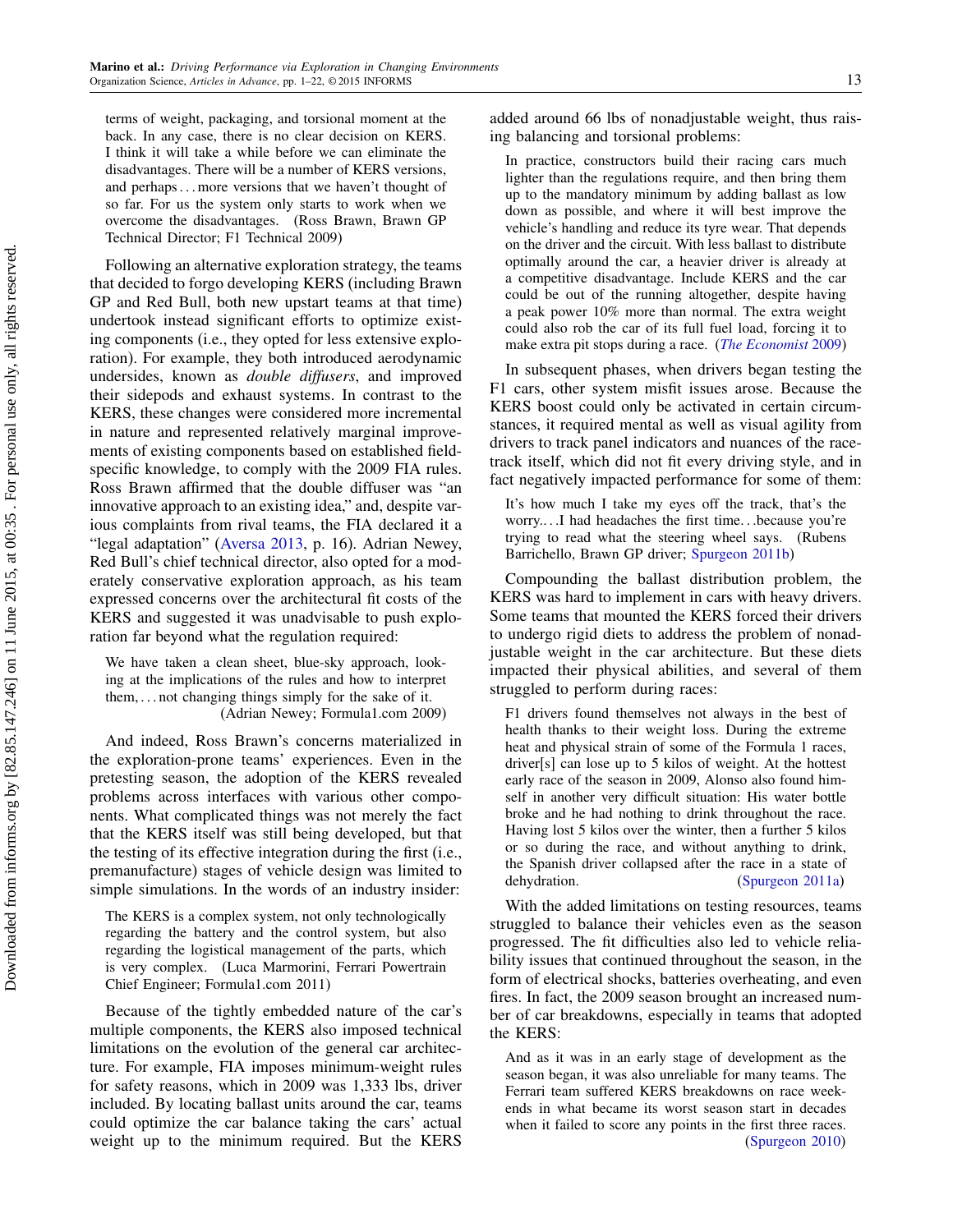terms of weight, packaging, and torsional moment at the back. In any case, there is no clear decision on KERS. I think it will take a while before we can eliminate the disadvantages. There will be a number of KERS versions, and perhaps ... more versions that we haven't thought of so far. For us the system only starts to work when we overcome the disadvantages. (Ross Brawn, Brawn GP Technical Director; F1 Technical 2009)

Following an alternative exploration strategy, the teams that decided to forgo developing KERS (including Brawn GP and Red Bull, both new upstart teams at that time) undertook instead significant efforts to optimize existing components (i.e., they opted for less extensive exploration). For example, they both introduced aerodynamic undersides, known as *double diffusers*, and improved their sidepods and exhaust systems. In contrast to the KERS, these changes were considered more incremental in nature and represented relatively marginal improvements of existing components based on established field-specific knowledge, to comply with the 2009 FIA rules. Ross Brawn affirmed that the double diffuser was "an innovative approach to an existing idea," and, despite various complaints from rival teams, the FIA declared it a "legal adaptation" (Aversa 2013, p. 16). Adrian Newey, Red Bull's chief technical director, also opted for a moderately conservative exploration approach, as his team expressed concerns over the architectural fit costs of the KERS and suggested it was unadvisable to push exploration far beyond what the regulation required:

> We have taken a clean sheet, blue-sky approach, looking at the implications of the rules and how to interpret them, ... not changing things simply for the sake of it. (Adrian Newey; Formula1.com 2009)

And indeed, Ross Brawn's concerns materialized in the exploration-prone teams' experiences. Even in the pretesting season, the adoption of the KERS revealed problems across interfaces with various other components. What complicated things was not merely the fact that the KERS itself was still being developed, but that the testing of its effective integration during the first (i.e., premanufacture) stages of vehicle design was limited to simple simulations. In the words of an industry insider:

> The KERS is a complex system, not only technologically regarding the battery and the control system, but also regarding the logistical management of the parts, which is very complex. (Luca Marmorini, Ferrari Powertrain Chief Engineer; Formula1.com 2011)

Because of the tightly embedded nature of the car's multiple components, the KERS also imposed technical limitations on the evolution of the general car architecture. For example, FIA imposes minimum-weight rules for safety reasons, which in 2009 was 1,333 lbs, driver included. By locating ballast units around the car, teams could optimize the car balance taking the cars' actual weight up to the minimum required. But the KERS added around 66 lbs of nonadjustable weight, thus raising balancing and torsional problems:

> In practice, constructors build their racing cars much lighter than the regulations require, and then bring them up to the mandatory minimum by adding ballast as low down as possible, and where it will best improve the vehicle's handling and reduce its tyre wear. That depends on the driver and the circuit. With less ballast to distribute optimally around the car, a heavier driver is already at a competitive disadvantage. Include KERS and the car could be out of the running altogether, despite having a peak power 10% more than normal. The extra weight could also rob the car of its full fuel load, forcing it to make extra pit stops during a race. (*The Economist* 2009)

In subsequent phases, when drivers began testing the F1 cars, other system misfit issues arose. Because the KERS boost could only be activated in certain circumstances, it required mental as well as visual agility from drivers to track panel indicators and nuances of the racetrack itself, which did not fit every driving style, and in fact negatively impacted performance for some of them:

> It's how much I take my eyes off the track, that's the worry.... I had headaches the first time... because you're trying to read what the steering wheel says. (Rubens Barrichello, Brawn GP driver; Spurgeon 2011b)

Compounding the ballast distribution problem, the KERS was hard to implement in cars with heavy drivers. Some teams that mounted the KERS forced their drivers to undergo rigid diets to address the problem of nonadjustable weight in the car architecture. But these diets impacted their physical abilities, and several of them struggled to perform during races:

> F1 drivers found themselves not always in the best of health thanks to their weight loss. During the extreme heat and physical strain of some of the Formula 1 races, driver[s] can lose up to 5 kilos of weight. At the hottest early race of the season in 2009, Alonso also found himself in another very difficult situation: His water bottle broke and he had nothing to drink throughout the race. Having lost 5 kilos over the winter, then a further 5 kilos or so during the race, and without anything to drink, the Spanish driver collapsed after the race in a state of dehydration. (Spurgeon 2011a)

With the added limitations on testing resources, teams struggled to balance their vehicles even as the season progressed. The fit difficulties also led to vehicle reliability issues that continued throughout the season, in the form of electrical shocks, batteries overheating, and even fires. In fact, the 2009 season brought an increased number of car breakdowns, especially in teams that adopted the KERS:

> And as it was in an early stage of development as the season began, it was also unreliable for many teams. The Ferrari team suffered KERS breakdowns on race weekends in what became its worst season start in decades when it failed to score any points in the first three races. (Spurgeon 2010)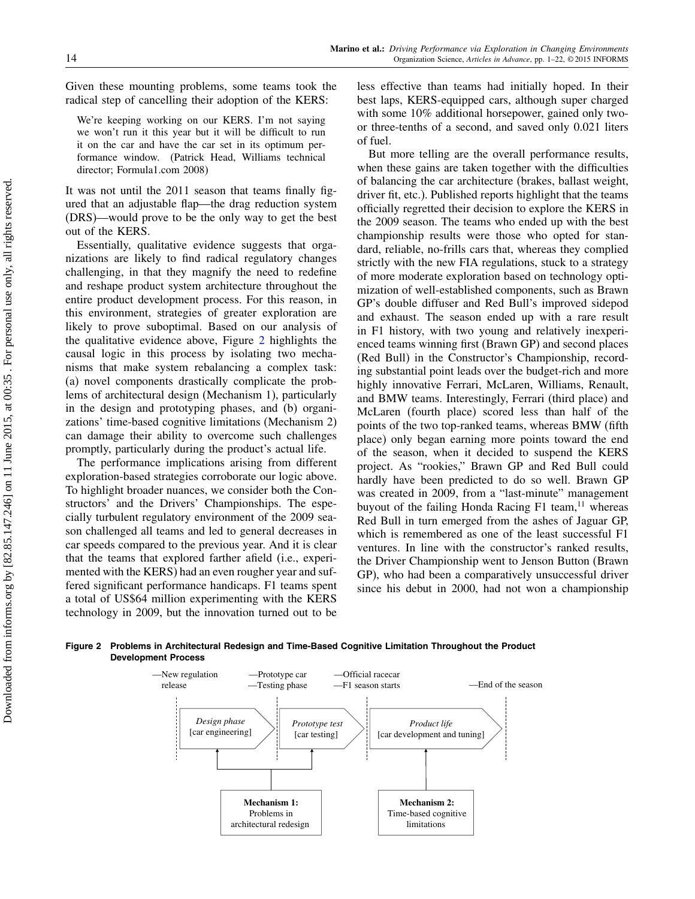Given these mounting problems, some teams took the radical step of cancelling their adoption of the KERS:

> We're keeping working on our KERS. I'm not saying we won't run it this year but it will be difficult to run it on the car and have the car set in its optimum performance window. (Patrick Head, Williams technical director; Formula1.com 2008)

It was not until the 2011 season that teams finally figured that an adjustable flap—the drag reduction system (DRS)—would prove to be the only way to get the best out of the KERS.

Essentially, qualitative evidence suggests that organizations are likely to find radical regulatory changes challenging, in that they magnify the need to redefine and reshape product system architecture throughout the entire product development process. For this reason, in this environment, strategies of greater exploration are likely to prove suboptimal. Based on our analysis of the qualitative evidence above, Figure 2 highlights the causal logic in this process by isolating two mechanisms that make system rebalancing a complex task: (a) novel components drastically complicate the problems of architectural design (Mechanism 1), particularly in the design and prototyping phases, and (b) organizations' time-based cognitive limitations (Mechanism 2) can damage their ability to overcome such challenges promptly, particularly during the product's actual life.

The performance implications arising from different exploration-based strategies corroborate our logic above. To highlight broader nuances, we consider both the Constructors' and the Drivers' Championships. The especially turbulent regulatory environment of the 2009 season challenged all teams and led to general decreases in car speeds compared to the previous year. And it is clear that the teams that explored farther afield (i.e., experimented with the KERS) had an even rougher year and suffered significant performance handicaps. F1 teams spent a total of US\$64 million experimenting with the KERS technology in 2009, but the innovation turned out to be less effective than teams had initially hoped. In their best laps, KERS-equipped cars, although super charged with some 10% additional horsepower, gained only two- or three-tenths of a second, and saved only 0.021 liters of fuel.

But more telling are the overall performance results, when these gains are taken together with the difficulties of balancing the car architecture (brakes, ballast weight, driver fit, etc.). Published reports highlight that the teams officially regretted their decision to explore the KERS in the 2009 season. The teams who ended up with the best championship results were those who opted for standard, reliable, no-frills cars that, whereas they complied strictly with the new FIA regulations, stuck to a strategy of more moderate exploration based on technology optimization of well-established components, such as Brawn GP's double diffuser and Red Bull's improved sidepod and exhaust. The season ended up with a rare result in F1 history, with two young and relatively inexperienced teams winning first (Brawn GP) and second places (Red Bull) in the Constructor's Championship, recording substantial point leads over the budget-rich and more highly innovative Ferrari, McLaren, Williams, Renault, and BMW teams. Interestingly, Ferrari (third place) and McLaren (fourth place) scored less than half of the points of the two top-ranked teams, whereas BMW (fifth place) only began earning more points toward the end of the season, when it decided to suspend the KERS project. As "rookies," Brawn GP and Red Bull could hardly have been predicted to do so well. Brawn GP was created in 2009, from a "last-minute" management buyout of the failing Honda Racing F1 team,[11] whereas Red Bull in turn emerged from the ashes of Jaguar GP, which is remembered as one of the least successful F1 ventures. In line with the constructor's ranked results, the Driver Championship went to Jenson Button (Brawn GP), who had been a comparatively unsuccessful driver since his debut in 2000, had not won a championship

**Figure 2 Problems in Architectural Redesign and Time-Based Cognitive Limitation Throughout the Product Development Process**

—New regulation release | —Prototype car —Testing phase | —Official racecar —F1 season starts | —End of the season

*Design phase* [car engineering] → *Prototype test* [car testing] → *Product life* [car development and tuning]

**Mechanism 1:** Problems in architectural redesign (affects Design phase and Prototype test)

**Mechanism 2:** Time-based cognitive limitations (affects Product life)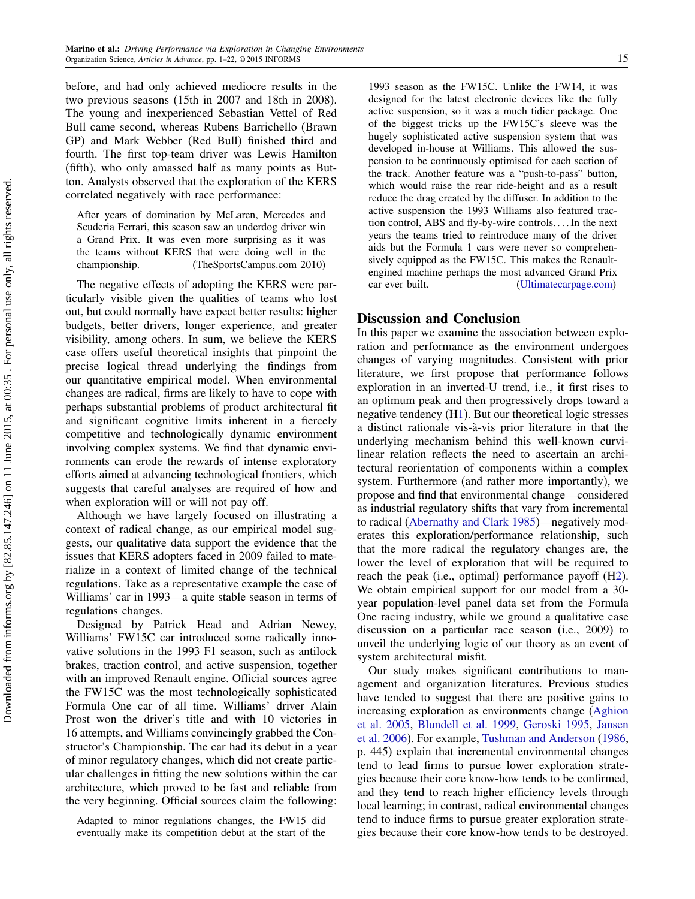before, and had only achieved mediocre results in the two previous seasons (15th in 2007 and 18th in 2008). The young and inexperienced Sebastian Vettel of Red Bull came second, whereas Rubens Barrichello (Brawn GP) and Mark Webber (Red Bull) finished third and fourth. The first top-team driver was Lewis Hamilton (fifth), who only amassed half as many points as Button. Analysts observed that the exploration of the KERS correlated negatively with race performance:

> After years of domination by McLaren, Mercedes and Scuderia Ferrari, this season saw an underdog driver win a Grand Prix. It was even more surprising as it was the teams without KERS that were doing well in the championship. (TheSportsCampus.com 2010)

The negative effects of adopting the KERS were particularly visible given the qualities of teams who lost out, but could normally have expect better results: higher budgets, better drivers, longer experience, and greater visibility, among others. In sum, we believe the KERS case offers useful theoretical insights that pinpoint the precise logical thread underlying the findings from our quantitative empirical model. When environmental changes are radical, firms are likely to have to cope with perhaps substantial problems of product architectural fit and significant cognitive limits inherent in a fiercely competitive and technologically dynamic environment involving complex systems. We find that dynamic environments can erode the rewards of intense exploratory efforts aimed at advancing technological frontiers, which suggests that careful analyses are required of how and when exploration will or will not pay off.

Although we have largely focused on illustrating a context of radical change, as our empirical model suggests, our qualitative data support the evidence that the issues that KERS adopters faced in 2009 failed to materialize in a context of limited change of the technical regulations. Take as a representative example the case of Williams' car in 1993—a quite stable season in terms of regulations changes.

Designed by Patrick Head and Adrian Newey, Williams' FW15C car introduced some radically innovative solutions in the 1993 F1 season, such as antilock brakes, traction control, and active suspension, together with an improved Renault engine. Official sources agree the FW15C was the most technologically sophisticated Formula One car of all time. Williams' driver Alain Prost won the driver's title and with 10 victories in 16 attempts, and Williams convincingly grabbed the Constructor's Championship. The car had its debut in a year of minor regulatory changes, which did not create particular challenges in fitting the new solutions within the car architecture, which proved to be fast and reliable from the very beginning. Official sources claim the following:

> Adapted to minor regulations changes, the FW15 did eventually make its competition debut at the start of the 1993 season as the FW15C. Unlike the FW14, it was designed for the latest electronic devices like the fully active suspension, so it was a much tidier package. One of the biggest tricks up the FW15C's sleeve was the hugely sophisticated active suspension system that was developed in-house at Williams. This allowed the suspension to be continuously optimised for each section of the track. Another feature was a "push-to-pass" button, which would raise the rear ride-height and as a result reduce the drag created by the diffuser. In addition to the active suspension the 1993 Williams also featured traction control, ABS and fly-by-wire controls.... In the next years the teams tried to reintroduce many of the driver aids but the Formula 1 cars were never so comprehensively equipped as the FW15C. This makes the Renault-engined machine perhaps the most advanced Grand Prix car ever built. (Ultimatecarpage.com)

## Discussion and Conclusion

In this paper we examine the association between exploration and performance as the environment undergoes changes of varying magnitudes. Consistent with prior literature, we first propose that performance follows exploration in an inverted-U trend, i.e., it first rises to an optimum peak and then progressively drops toward a negative tendency (H1). But our theoretical logic stresses a distinct rationale vis-à-vis prior literature in that the underlying mechanism behind this well-known curvilinear relation reflects the need to ascertain an architectural reorientation of components within a complex system. Furthermore (and rather more importantly), we propose and find that environmental change—considered as industrial regulatory shifts that vary from incremental to radical (Abernathy and Clark 1985)—negatively moderates this exploration/performance relationship, such that the more radical the regulatory changes are, the lower the level of exploration that will be required to reach the peak (i.e., optimal) performance payoff (H2). We obtain empirical support for our model from a 30-year population-level panel data set from the Formula One racing industry, while we ground a qualitative case discussion on a particular race season (i.e., 2009) to unveil the underlying logic of our theory as an event of system architectural misfit.

Our study makes significant contributions to management and organization literatures. Previous studies have tended to suggest that there are positive gains to increasing exploration as environments change (Aghion et al. 2005, Blundell et al. 1999, Geroski 1995, Jansen et al. 2006). For example, Tushman and Anderson (1986, p. 445) explain that incremental environmental changes tend to lead firms to pursue lower exploration strategies because their core know-how tends to be confirmed, and they tend to reach higher efficiency levels through local learning; in contrast, radical environmental changes tend to induce firms to pursue greater exploration strategies because their core know-how tends to be destroyed.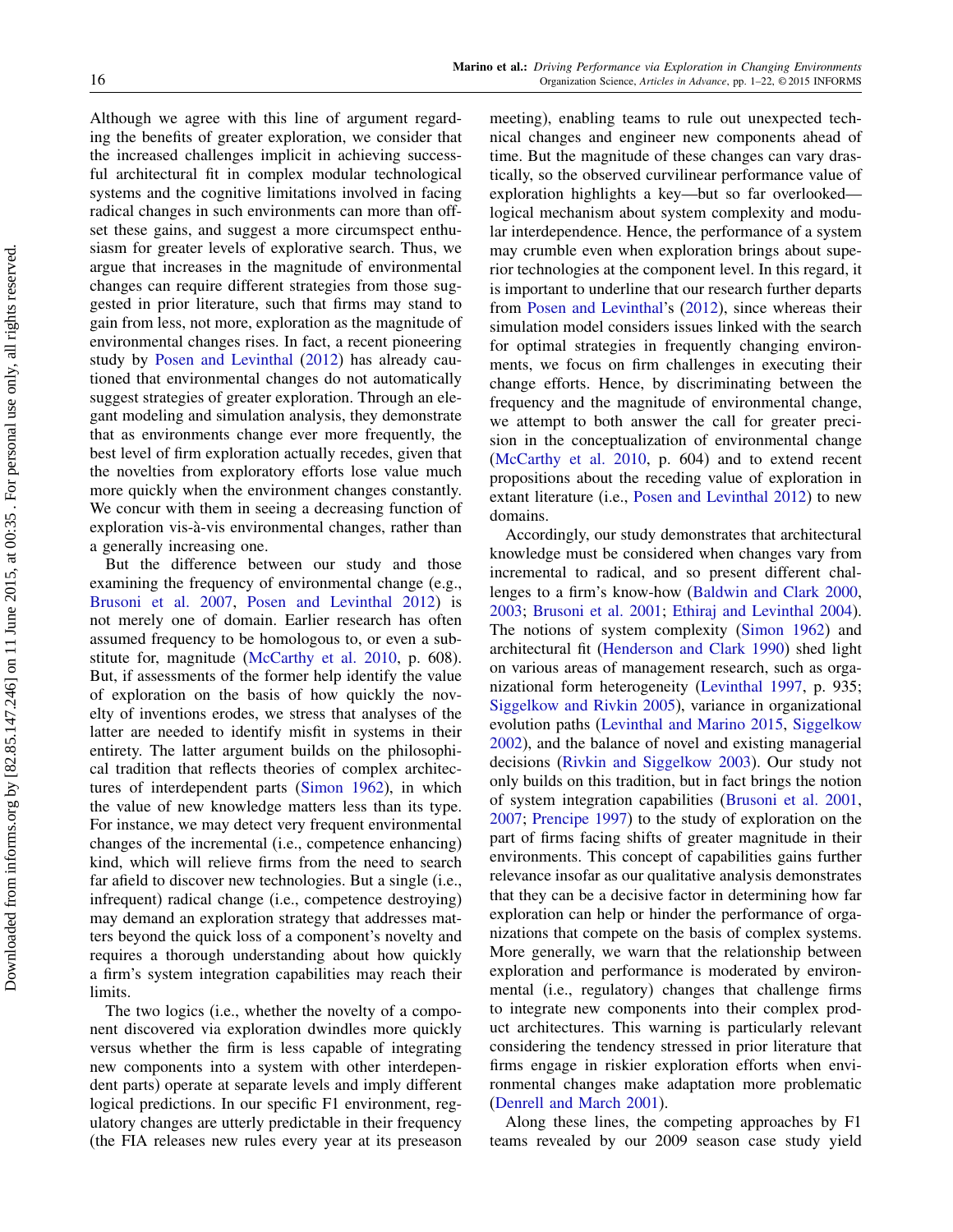Although we agree with this line of argument regarding the benefits of greater exploration, we consider that the increased challenges implicit in achieving successful architectural fit in complex modular technological systems and the cognitive limitations involved in facing radical changes in such environments can more than offset these gains, and suggest a more circumspect enthusiasm for greater levels of explorative search. Thus, we argue that increases in the magnitude of environmental changes can require different strategies from those suggested in prior literature, such that firms may stand to gain from less, not more, exploration as the magnitude of environmental changes rises. In fact, a recent pioneering study by Posen and Levinthal (2012) has already cautioned that environmental changes do not automatically suggest strategies of greater exploration. Through an elegant modeling and simulation analysis, they demonstrate that as environments change ever more frequently, the best level of firm exploration actually recedes, given that the novelties from exploratory efforts lose value much more quickly when the environment changes constantly. We concur with them in seeing a decreasing function of exploration vis-à-vis environmental changes, rather than a generally increasing one.

But the difference between our study and those examining the frequency of environmental change (e.g., Brusoni et al. 2007, Posen and Levinthal 2012) is not merely one of domain. Earlier research has often assumed frequency to be homologous to, or even a substitute for, magnitude (McCarthy et al. 2010, p. 608). But, if assessments of the former help identify the value of exploration on the basis of how quickly the novelty of inventions erodes, we stress that analyses of the latter are needed to identify misfit in systems in their entirety. The latter argument builds on the philosophical tradition that reflects theories of complex architectures of interdependent parts (Simon 1962), in which the value of new knowledge matters less than its type. For instance, we may detect very frequent environmental changes of the incremental (i.e., competence enhancing) kind, which will relieve firms from the need to search far afield to discover new technologies. But a single (i.e., infrequent) radical change (i.e., competence destroying) may demand an exploration strategy that addresses matters beyond the quick loss of a component's novelty and requires a thorough understanding about how quickly a firm's system integration capabilities may reach their limits.

The two logics (i.e., whether the novelty of a component discovered via exploration dwindles more quickly versus whether the firm is less capable of integrating new components into a system with other interdependent parts) operate at separate levels and imply different logical predictions. In our specific F1 environment, regulatory changes are utterly predictable in their frequency (the FIA releases new rules every year at its preseason meeting), enabling teams to rule out unexpected technical changes and engineer new components ahead of time. But the magnitude of these changes can vary drastically, so the observed curvilinear performance value of exploration highlights a key—but so far overlooked—logical mechanism about system complexity and modular interdependence. Hence, the performance of a system may crumble even when exploration brings about superior technologies at the component level. In this regard, it is important to underline that our research further departs from Posen and Levinthal's (2012), since whereas their simulation model considers issues linked with the search for optimal strategies in frequently changing environments, we focus on firm challenges in executing their change efforts. Hence, by discriminating between the frequency and the magnitude of environmental change, we attempt to both answer the call for greater precision in the conceptualization of environmental change (McCarthy et al. 2010, p. 604) and to extend recent propositions about the receding value of exploration in extant literature (i.e., Posen and Levinthal 2012) to new domains.

Accordingly, our study demonstrates that architectural knowledge must be considered when changes vary from incremental to radical, and so present different challenges to a firm's know-how (Baldwin and Clark 2000, 2003; Brusoni et al. 2001; Ethiraj and Levinthal 2004). The notions of system complexity (Simon 1962) and architectural fit (Henderson and Clark 1990) shed light on various areas of management research, such as organizational form heterogeneity (Levinthal 1997, p. 935; Siggelkow and Rivkin 2005), variance in organizational evolution paths (Levinthal and Marino 2015, Siggelkow 2002), and the balance of novel and existing managerial decisions (Rivkin and Siggelkow 2003). Our study not only builds on this tradition, but in fact brings the notion of system integration capabilities (Brusoni et al. 2001, 2007; Prencipe 1997) to the study of exploration on the part of firms facing shifts of greater magnitude in their environments. This concept of capabilities gains further relevance insofar as our qualitative analysis demonstrates that they can be a decisive factor in determining how far exploration can help or hinder the performance of organizations that compete on the basis of complex systems. More generally, we warn that the relationship between exploration and performance is moderated by environmental (i.e., regulatory) changes that challenge firms to integrate new components into their complex product architectures. This warning is particularly relevant considering the tendency stressed in prior literature that firms engage in riskier exploration efforts when environmental changes make adaptation more problematic (Denrell and March 2001).

Along these lines, the competing approaches by F1 teams revealed by our 2009 season case study yield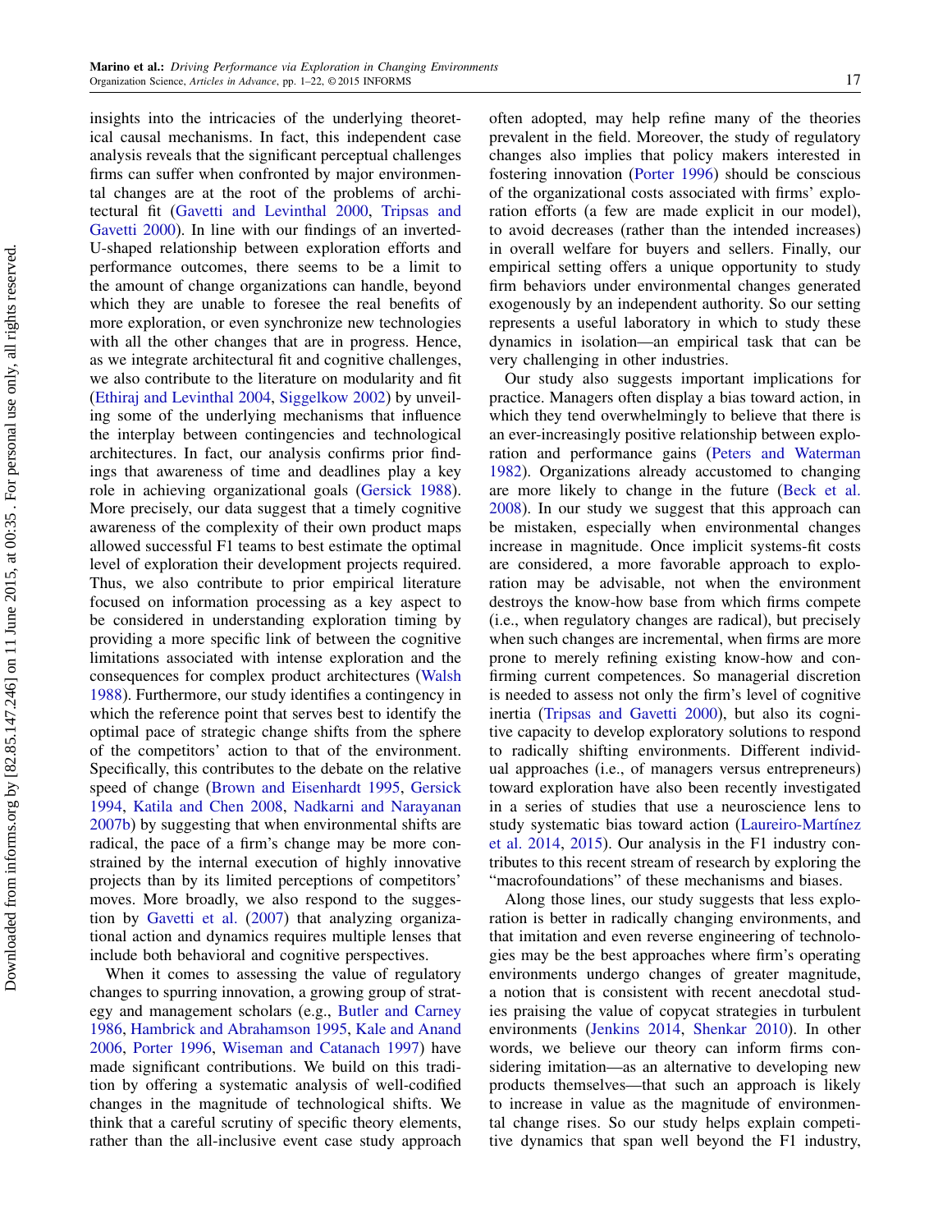insights into the intricacies of the underlying theoretical causal mechanisms. In fact, this independent case analysis reveals that the significant perceptual challenges firms can suffer when confronted by major environmental changes are at the root of the problems of architectural fit (Gavetti and Levinthal 2000, Tripsas and Gavetti 2000). In line with our findings of an inverted-U-shaped relationship between exploration efforts and performance outcomes, there seems to be a limit to the amount of change organizations can handle, beyond which they are unable to foresee the real benefits of more exploration, or even synchronize new technologies with all the other changes that are in progress. Hence, as we integrate architectural fit and cognitive challenges, we also contribute to the literature on modularity and fit (Ethiraj and Levinthal 2004, Siggelkow 2002) by unveiling some of the underlying mechanisms that influence the interplay between contingencies and technological architectures. In fact, our analysis confirms prior findings that awareness of time and deadlines play a key role in achieving organizational goals (Gersick 1988). More precisely, our data suggest that a timely cognitive awareness of the complexity of their own product maps allowed successful F1 teams to best estimate the optimal level of exploration their development projects required. Thus, we also contribute to prior empirical literature focused on information processing as a key aspect to be considered in understanding exploration timing by providing a more specific link of between the cognitive limitations associated with intense exploration and the consequences for complex product architectures (Walsh 1988). Furthermore, our study identifies a contingency in which the reference point that serves best to identify the optimal pace of strategic change shifts from the sphere of the competitors' action to that of the environment. Specifically, this contributes to the debate on the relative speed of change (Brown and Eisenhardt 1995, Gersick 1994, Katila and Chen 2008, Nadkarni and Narayanan 2007b) by suggesting that when environmental shifts are radical, the pace of a firm's change may be more constrained by the internal execution of highly innovative projects than by its limited perceptions of competitors' moves. More broadly, we also respond to the suggestion by Gavetti et al. (2007) that analyzing organizational action and dynamics requires multiple lenses that include both behavioral and cognitive perspectives.

When it comes to assessing the value of regulatory changes to spurring innovation, a growing group of strategy and management scholars (e.g., Butler and Carney 1986, Hambrick and Abrahamson 1995, Kale and Anand 2006, Porter 1996, Wiseman and Catanach 1997) have made significant contributions. We build on this tradition by offering a systematic analysis of well-codified changes in the magnitude of technological shifts. We think that a careful scrutiny of specific theory elements, rather than the all-inclusive event case study approach often adopted, may help refine many of the theories prevalent in the field. Moreover, the study of regulatory changes also implies that policy makers interested in fostering innovation (Porter 1996) should be conscious of the organizational costs associated with firms' exploration efforts (a few are made explicit in our model), to avoid decreases (rather than the intended increases) in overall welfare for buyers and sellers. Finally, our empirical setting offers a unique opportunity to study firm behaviors under environmental changes generated exogenously by an independent authority. So our setting represents a useful laboratory in which to study these dynamics in isolation—an empirical task that can be very challenging in other industries.

Our study also suggests important implications for practice. Managers often display a bias toward action, in which they tend overwhelmingly to believe that there is an ever-increasingly positive relationship between exploration and performance gains (Peters and Waterman 1982). Organizations already accustomed to changing are more likely to change in the future (Beck et al. 2008). In our study we suggest that this approach can be mistaken, especially when environmental changes increase in magnitude. Once implicit systems-fit costs are considered, a more favorable approach to exploration may be advisable, not when the environment destroys the know-how base from which firms compete (i.e., when regulatory changes are radical), but precisely when such changes are incremental, when firms are more prone to merely refining existing know-how and confirming current competences. So managerial discretion is needed to assess not only the firm's level of cognitive inertia (Tripsas and Gavetti 2000), but also its cognitive capacity to develop exploratory solutions to respond to radically shifting environments. Different individual approaches (i.e., of managers versus entrepreneurs) toward exploration have also been recently investigated in a series of studies that use a neuroscience lens to study systematic bias toward action (Laureiro-Martínez et al. 2014, 2015). Our analysis in the F1 industry contributes to this recent stream of research by exploring the "macrofoundations" of these mechanisms and biases.

Along those lines, our study suggests that less exploration is better in radically changing environments, and that imitation and even reverse engineering of technologies may be the best approaches where firm's operating environments undergo changes of greater magnitude, a notion that is consistent with recent anecdotal studies praising the value of copycat strategies in turbulent environments (Jenkins 2014, Shenkar 2010). In other words, we believe our theory can inform firms considering imitation—as an alternative to developing new products themselves—that such an approach is likely to increase in value as the magnitude of environmental change rises. So our study helps explain competitive dynamics that span well beyond the F1 industry,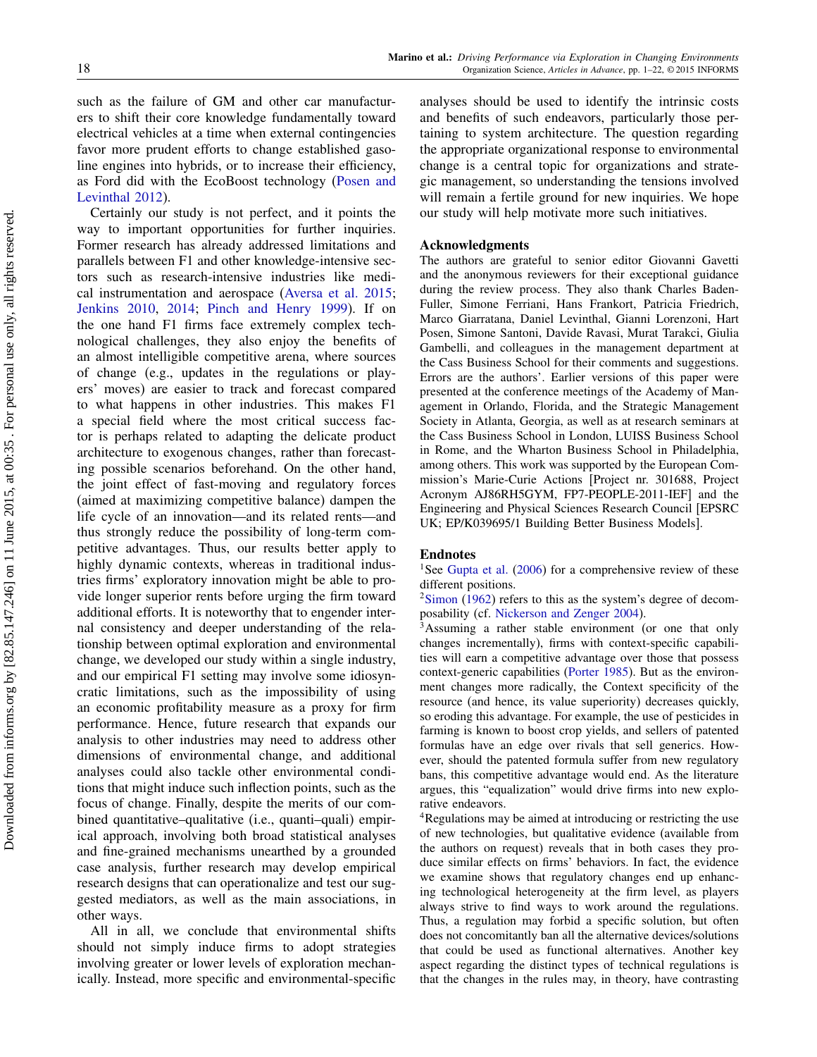such as the failure of GM and other car manufacturers to shift their core knowledge fundamentally toward electrical vehicles at a time when external contingencies favor more prudent efforts to change established gasoline engines into hybrids, or to increase their efficiency, as Ford did with the EcoBoost technology (Posen and Levinthal 2012).

Certainly our study is not perfect, and it points the way to important opportunities for further inquiries. Former research has already addressed limitations and parallels between F1 and other knowledge-intensive sectors such as research-intensive industries like medical instrumentation and aerospace (Aversa et al. 2015; Jenkins 2010, 2014; Pinch and Henry 1999). If on the one hand F1 firms face extremely complex technological challenges, they also enjoy the benefits of an almost intelligible competitive arena, where sources of change (e.g., updates in the regulations or players' moves) are easier to track and forecast compared to what happens in other industries. This makes F1 a special field where the most critical success factor is perhaps related to adapting the delicate product architecture to exogenous changes, rather than forecasting possible scenarios beforehand. On the other hand, the joint effect of fast-moving and regulatory forces (aimed at maximizing competitive balance) dampen the life cycle of an innovation—and its related rents—and thus strongly reduce the possibility of long-term competitive advantages. Thus, our results better apply to highly dynamic contexts, whereas in traditional industries firms' exploratory innovation might be able to provide longer superior rents before urging the firm toward additional efforts. It is noteworthy that to engender internal consistency and deeper understanding of the relationship between optimal exploration and environmental change, we developed our study within a single industry, and our empirical F1 setting may involve some idiosyncratic limitations, such as the impossibility of using an economic profitability measure as a proxy for firm performance. Hence, future research that expands our analysis to other industries may need to address other dimensions of environmental change, and additional analyses could also tackle other environmental conditions that might induce such inflection points, such as the focus of change. Finally, despite the merits of our combined quantitative–qualitative (i.e., quanti–quali) empirical approach, involving both broad statistical analyses and fine-grained mechanisms unearthed by a grounded case analysis, further research may develop empirical research designs that can operationalize and test our suggested mediators, as well as the main associations, in other ways.

All in all, we conclude that environmental shifts should not simply induce firms to adopt strategies involving greater or lower levels of exploration mechanically. Instead, more specific and environmental-specific analyses should be used to identify the intrinsic costs and benefits of such endeavors, particularly those pertaining to system architecture. The question regarding the appropriate organizational response to environmental change is a central topic for organizations and strategic management, so understanding the tensions involved will remain a fertile ground for new inquiries. We hope our study will help motivate more such initiatives.

## Acknowledgments

The authors are grateful to senior editor Giovanni Gavetti and the anonymous reviewers for their exceptional guidance during the review process. They also thank Charles Baden-Fuller, Simone Ferriani, Hans Frankort, Patricia Friedrich, Marco Giarratana, Daniel Levinthal, Gianni Lorenzoni, Hart Posen, Simone Santoni, Davide Ravasi, Murat Tarakci, Giulia Gambelli, and colleagues in the management department at the Cass Business School for their comments and suggestions. Errors are the authors'. Earlier versions of this paper were presented at the conference meetings of the Academy of Management in Orlando, Florida, and the Strategic Management Society in Atlanta, Georgia, as well as at research seminars at the Cass Business School in London, LUISS Business School in Rome, and the Wharton Business School in Philadelphia, among others. This work was supported by the European Commission's Marie-Curie Actions [Project nr. 301688, Project Acronym AJ86RH5GYM, FP7-PEOPLE-2011-IEF] and the Engineering and Physical Sciences Research Council [EPSRC UK; EP/K039695/1 Building Better Business Models].

## Endnotes

[1] See Gupta et al. (2006) for a comprehensive review of these different positions.

[2] Simon (1962) refers to this as the system's degree of decomposability (cf. Nickerson and Zenger 2004).

[3] Assuming a rather stable environment (or one that only changes incrementally), firms with context-specific capabilities will earn a competitive advantage over those that possess context-generic capabilities (Porter 1985). But as the environment changes more radically, the Context specificity of the resource (and hence, its value superiority) decreases quickly, so eroding this advantage. For example, the use of pesticides in farming is known to boost crop yields, and sellers of patented formulas have an edge over rivals that sell generics. However, should the patented formula suffer from new regulatory bans, this competitive advantage would end. As the literature argues, this "equalization" would drive firms into new explorative endeavors.

[4] Regulations may be aimed at introducing or restricting the use of new technologies, but qualitative evidence (available from the authors on request) reveals that in both cases they produce similar effects on firms' behaviors. In fact, the evidence we examine shows that regulatory changes end up enhancing technological heterogeneity at the firm level, as players always strive to find ways to work around the regulations. Thus, a regulation may forbid a specific solution, but often does not concomitantly ban all the alternative devices/solutions that could be used as functional alternatives. Another key aspect regarding the distinct types of technical regulations is that the changes in the rules may, in theory, have contrasting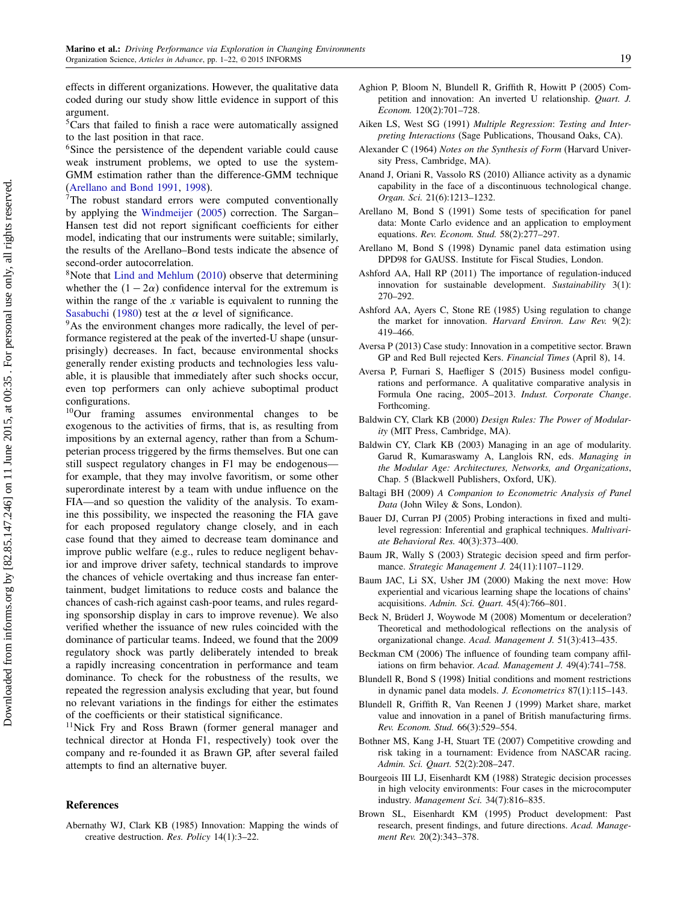effects in different organizations. However, the qualitative data coded during our study show little evidence in support of this argument.

[5]Cars that failed to finish a race were automatically assigned to the last position in that race.

[6]Since the persistence of the dependent variable could cause weak instrument problems, we opted to use the system-GMM estimation rather than the difference-GMM technique (Arellano and Bond 1991, 1998).

[7]The robust standard errors were computed conventionally by applying the Windmeijer (2005) correction. The Sargan–Hansen test did not report significant coefficients for either model, indicating that our instruments were suitable; similarly, the results of the Arellano–Bond tests indicate the absence of second-order autocorrelation.

[8]Note that Lind and Mehlum (2010) observe that determining whether the $(1-2\alpha)$ confidence interval for the extremum is within the range of the $x$ variable is equivalent to running the Sasabuchi (1980) test at the $\alpha$ level of significance.

[9]As the environment changes more radically, the level of performance registered at the peak of the inverted-U shape (unsurprisingly) decreases. In fact, because environmental shocks generally render existing products and technologies less valuable, it is plausible that immediately after such shocks occur, even top performers can only achieve suboptimal product configurations.

[10]Our framing assumes environmental changes to be exogenous to the activities of firms, that is, as resulting from impositions by an external agency, rather than from a Schumpeterian process triggered by the firms themselves. But one can still suspect regulatory changes in F1 may be endogenous—for example, that they may involve favoritism, or some other superordinate interest by a team with undue influence on the FIA—and so question the validity of the analysis. To examine this possibility, we inspected the reasoning the FIA gave for each proposed regulatory change closely, and in each case found that they aimed to decrease team dominance and improve public welfare (e.g., rules to reduce negligent behavior and improve driver safety, technical standards to improve the chances of vehicle overtaking and thus increase fan entertainment, budget limitations to reduce costs and balance the chances of cash-rich against cash-poor teams, and rules regarding sponsorship display in cars to improve revenue). We also verified whether the issuance of new rules coincided with the dominance of particular teams. Indeed, we found that the 2009 regulatory shock was partly deliberately intended to break a rapidly increasing concentration in performance and team dominance. To check for the robustness of the results, we repeated the regression analysis excluding that year, but found no relevant variations in the findings for either the estimates of the coefficients or their statistical significance.

[11]Nick Fry and Ross Brawn (former general manager and technical director at Honda F1, respectively) took over the company and re-founded it as Brawn GP, after several failed attempts to find an alternative buyer.

## References

Abernathy WJ, Clark KB (1985) Innovation: Mapping the winds of creative destruction. *Res. Policy* 14(1):3–22.

Aghion P, Bloom N, Blundell R, Griffith R, Howitt P (2005) Competition and innovation: An inverted U relationship. *Quart. J. Econom.* 120(2):701–728.

Aiken LS, West SG (1991) *Multiple Regression: Testing and Interpreting Interactions* (Sage Publications, Thousand Oaks, CA).

Alexander C (1964) *Notes on the Synthesis of Form* (Harvard University Press, Cambridge, MA).

Anand J, Oriani R, Vassolo RS (2010) Alliance activity as a dynamic capability in the face of a discontinuous technological change. *Organ. Sci.* 21(6):1213–1232.

Arellano M, Bond S (1991) Some tests of specification for panel data: Monte Carlo evidence and an application to employment equations. *Rev. Econom. Stud.* 58(2):277–297.

Arellano M, Bond S (1998) Dynamic panel data estimation using DPD98 for GAUSS. Institute for Fiscal Studies, London.

Ashford AA, Hall RP (2011) The importance of regulation-induced innovation for sustainable development. *Sustainability* 3(1): 270–292.

Ashford AA, Ayers C, Stone RE (1985) Using regulation to change the market for innovation. *Harvard Environ. Law Rev.* 9(2): 419–466.

Aversa P (2013) Case study: Innovation in a competitive sector. Brawn GP and Red Bull rejected Kers. *Financial Times* (April 8), 14.

Aversa P, Furnari S, Haefliger S (2015) Business model configurations and performance. A qualitative comparative analysis in Formula One racing, 2005–2013. *Indust. Corporate Change*. Forthcoming.

Baldwin CY, Clark KB (2000) *Design Rules: The Power of Modularity* (MIT Press, Cambridge, MA).

Baldwin CY, Clark KB (2003) Managing in an age of modularity. Garud R, Kumaraswamy A, Langlois RN, eds. *Managing in the Modular Age: Architectures, Networks, and Organizations*, Chap. 5 (Blackwell Publishers, Oxford, UK).

Baltagi BH (2009) *A Companion to Econometric Analysis of Panel Data* (John Wiley & Sons, London).

Bauer DJ, Curran PJ (2005) Probing interactions in fixed and multilevel regression: Inferential and graphical techniques. *Multivariate Behavioral Res.* 40(3):373–400.

Baum JR, Wally S (2003) Strategic decision speed and firm performance. *Strategic Management J.* 24(11):1107–1129.

Baum JAC, Li SX, Usher JM (2000) Making the next move: How experiential and vicarious learning shape the locations of chains' acquisitions. *Admin. Sci. Quart.* 45(4):766–801.

Beck N, Brüderl J, Woywode M (2008) Momentum or deceleration? Theoretical and methodological reflections on the analysis of organizational change. *Acad. Management J.* 51(3):413–435.

Beckman CM (2006) The influence of founding team company affiliations on firm behavior. *Acad. Management J.* 49(4):741–758.

Blundell R, Bond S (1998) Initial conditions and moment restrictions in dynamic panel data models. *J. Econometrics* 87(1):115–143.

Blundell R, Griffith R, Van Reenen J (1999) Market share, market value and innovation in a panel of British manufacturing firms. *Rev. Econom. Stud.* 66(3):529–554.

Bothner MS, Kang J-H, Stuart TE (2007) Competitive crowding and risk taking in a tournament: Evidence from NASCAR racing. *Admin. Sci. Quart.* 52(2):208–247.

Bourgeois III LJ, Eisenhardt KM (1988) Strategic decision processes in high velocity environments: Four cases in the microcomputer industry. *Management Sci.* 34(7):816–835.

Brown SL, Eisenhardt KM (1995) Product development: Past research, present findings, and future directions. *Acad. Management Rev.* 20(2):343–378.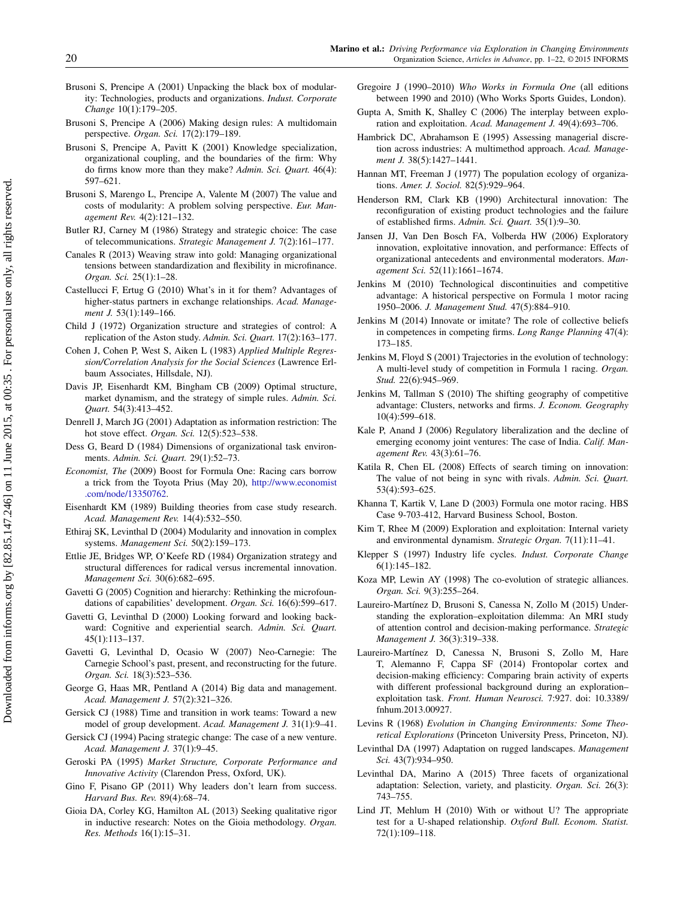Brusoni S, Prencipe A (2001) Unpacking the black box of modularity: Technologies, products and organizations. *Indust. Corporate Change* 10(1):179–205.

Brusoni S, Prencipe A (2006) Making design rules: A multidomain perspective. *Organ. Sci.* 17(2):179–189.

Brusoni S, Prencipe A, Pavitt K (2001) Knowledge specialization, organizational coupling, and the boundaries of the firm: Why do firms know more than they make? *Admin. Sci. Quart.* 46(4): 597–621.

Brusoni S, Marengo L, Prencipe A, Valente M (2007) The value and costs of modularity: A problem solving perspective. *Eur. Management Rev.* 4(2):121–132.

Butler RJ, Carney M (1986) Strategy and strategic choice: The case of telecommunications. *Strategic Management J.* 7(2):161–177.

Canales R (2013) Weaving straw into gold: Managing organizational tensions between standardization and flexibility in microfinance. *Organ. Sci.* 25(1):1–28.

Castellucci F, Ertug G (2010) What's in it for them? Advantages of higher-status partners in exchange relationships. *Acad. Management J.* 53(1):149–166.

Child J (1972) Organization structure and strategies of control: A replication of the Aston study. *Admin. Sci. Quart.* 17(2):163–177.

Cohen J, Cohen P, West S, Aiken L (1983) *Applied Multiple Regression/Correlation Analysis for the Social Sciences* (Lawrence Erlbaum Associates, Hillsdale, NJ).

Davis JP, Eisenhardt KM, Bingham CB (2009) Optimal structure, market dynamism, and the strategy of simple rules. *Admin. Sci. Quart.* 54(3):413–452.

Denrell J, March JG (2001) Adaptation as information restriction: The hot stove effect. *Organ. Sci.* 12(5):523–538.

Dess G, Beard D (1984) Dimensions of organizational task environments. *Admin. Sci. Quart.* 29(1):52–73.

*Economist, The* (2009) Boost for Formula One: Racing cars borrow a trick from the Toyota Prius (May 20), http://www.economist.com/node/13350762.

Eisenhardt KM (1989) Building theories from case study research. *Acad. Management Rev.* 14(4):532–550.

Ethiraj SK, Levinthal D (2004) Modularity and innovation in complex systems. *Management Sci.* 50(2):159–173.

Ettlie JE, Bridges WP, O'Keefe RD (1984) Organization strategy and structural differences for radical versus incremental innovation. *Management Sci.* 30(6):682–695.

Gavetti G (2005) Cognition and hierarchy: Rethinking the microfoundations of capabilities' development. *Organ. Sci.* 16(6):599–617.

Gavetti G, Levinthal D (2000) Looking forward and looking backward: Cognitive and experiential search. *Admin. Sci. Quart.* 45(1):113–137.

Gavetti G, Levinthal D, Ocasio W (2007) Neo-Carnegie: The Carnegie School's past, present, and reconstructing for the future. *Organ. Sci.* 18(3):523–536.

George G, Haas MR, Pentland A (2014) Big data and management. *Acad. Management J.* 57(2):321–326.

Gersick CJ (1988) Time and transition in work teams: Toward a new model of group development. *Acad. Management J.* 31(1):9–41.

Gersick CJ (1994) Pacing strategic change: The case of a new venture. *Acad. Management J.* 37(1):9–45.

Geroski PA (1995) *Market Structure, Corporate Performance and Innovative Activity* (Clarendon Press, Oxford, UK).

Gino F, Pisano GP (2011) Why leaders don't learn from success. *Harvard Bus. Rev.* 89(4):68–74.

Gioia DA, Corley KG, Hamilton AL (2013) Seeking qualitative rigor in inductive research: Notes on the Gioia methodology. *Organ. Res. Methods* 16(1):15–31.

Gregoire J (1990–2010) *Who Works in Formula One* (all editions between 1990 and 2010) (Who Works Sports Guides, London).

Gupta A, Smith K, Shalley C (2006) The interplay between exploration and exploitation. *Acad. Management J.* 49(4):693–706.

Hambrick DC, Abrahamson E (1995) Assessing managerial discretion across industries: A multimethod approach. *Acad. Management J.* 38(5):1427–1441.

Hannan MT, Freeman J (1977) The population ecology of organizations. *Amer. J. Sociol.* 82(5):929–964.

Henderson RM, Clark KB (1990) Architectural innovation: The reconfiguration of existing product technologies and the failure of established firms. *Admin. Sci. Quart.* 35(1):9–30.

Jansen JJ, Van Den Bosch FA, Volberda HW (2006) Exploratory innovation, exploitative innovation, and performance: Effects of organizational antecedents and environmental moderators. *Management Sci.* 52(11):1661–1674.

Jenkins M (2010) Technological discontinuities and competitive advantage: A historical perspective on Formula 1 motor racing 1950–2006. *J. Management Stud.* 47(5):884–910.

Jenkins M (2014) Innovate or imitate? The role of collective beliefs in competences in competing firms. *Long Range Planning* 47(4): 173–185.

Jenkins M, Floyd S (2001) Trajectories in the evolution of technology: A multi-level study of competition in Formula 1 racing. *Organ. Stud.* 22(6):945–969.

Jenkins M, Tallman S (2010) The shifting geography of competitive advantage: Clusters, networks and firms. *J. Econom. Geography* 10(4):599–618.

Kale P, Anand J (2006) Regulatory liberalization and the decline of emerging economy joint ventures: The case of India. *Calif. Management Rev.* 43(3):61–76.

Katila R, Chen EL (2008) Effects of search timing on innovation: The value of not being in sync with rivals. *Admin. Sci. Quart.* 53(4):593–625.

Khanna T, Kartik V, Lane D (2003) Formula one motor racing. HBS Case 9-703-412, Harvard Business School, Boston.

Kim T, Rhee M (2009) Exploration and exploitation: Internal variety and environmental dynamism. *Strategic Organ.* 7(11):11–41.

Klepper S (1997) Industry life cycles. *Indust. Corporate Change* 6(1):145–182.

Koza MP, Lewin AY (1998) The co-evolution of strategic alliances. *Organ. Sci.* 9(3):255–264.

Laureiro-Martínez D, Brusoni S, Canessa N, Zollo M (2015) Understanding the exploration–exploitation dilemma: An MRI study of attention control and decision-making performance. *Strategic Management J.* 36(3):319–338.

Laureiro-Martínez D, Canessa N, Brusoni S, Zollo M, Hare T, Alemanno F, Cappa SF (2014) Frontopolar cortex and decision-making efficiency: Comparing brain activity of experts with different professional background during an exploration–exploitation task. *Front. Human Neurosci.* 7:927. doi: 10.3389/fnhum.2013.00927.

Levins R (1968) *Evolution in Changing Environments: Some Theoretical Explorations* (Princeton University Press, Princeton, NJ).

Levinthal DA (1997) Adaptation on rugged landscapes. *Management Sci.* 43(7):934–950.

Levinthal DA, Marino A (2015) Three facets of organizational adaptation: Selection, variety, and plasticity. *Organ. Sci.* 26(3): 743–755.

Lind JT, Mehlum H (2010) With or without U? The appropriate test for a U-shaped relationship. *Oxford Bull. Econom. Statist.* 72(1):109–118.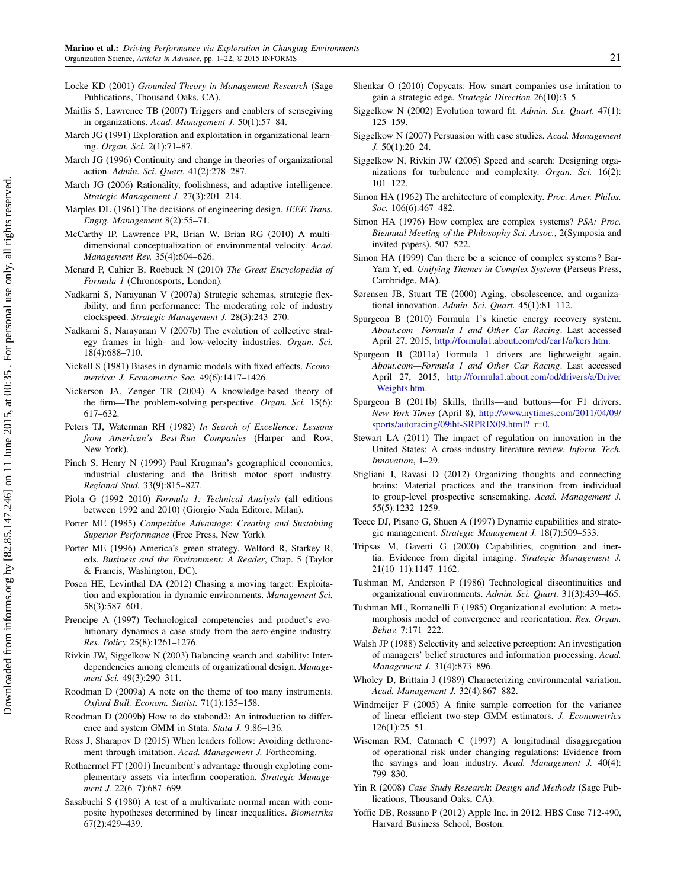Locke KD (2001) *Grounded Theory in Management Research* (Sage Publications, Thousand Oaks, CA).

Maitlis S, Lawrence TB (2007) Triggers and enablers of sensegiving in organizations. *Acad. Management J.* 50(1):57–84.

March JG (1991) Exploration and exploitation in organizational learning. *Organ. Sci.* 2(1):71–87.

March JG (1996) Continuity and change in theories of organizational action. *Admin. Sci. Quart.* 41(2):278–287.

March JG (2006) Rationality, foolishness, and adaptive intelligence. *Strategic Management J.* 27(3):201–214.

Marples DL (1961) The decisions of engineering design. *IEEE Trans. Engrg. Management* 8(2):55–71.

McCarthy IP, Lawrence PR, Brian W, Brian RG (2010) A multidimensional conceptualization of environmental velocity. *Acad. Management Rev.* 35(4):604–626.

Menard P, Cahier B, Roebuck N (2010) *The Great Encyclopedia of Formula 1* (Chronosports, London).

Nadkarni S, Narayanan V (2007a) Strategic schemas, strategic flexibility, and firm performance: The moderating role of industry clockspeed. *Strategic Management J.* 28(3):243–270.

Nadkarni S, Narayanan V (2007b) The evolution of collective strategy frames in high- and low-velocity industries. *Organ. Sci.* 18(4):688–710.

Nickell S (1981) Biases in dynamic models with fixed effects. *Econometrica: J. Econometric Soc.* 49(6):1417–1426.

Nickerson JA, Zenger TR (2004) A knowledge-based theory of the firm—The problem-solving perspective. *Organ. Sci.* 15(6): 617–632.

Peters TJ, Waterman RH (1982) *In Search of Excellence: Lessons from American's Best-Run Companies* (Harper and Row, New York).

Pinch S, Henry N (1999) Paul Krugman's geographical economics, industrial clustering and the British motor sport industry. *Regional Stud.* 33(9):815–827.

Piola G (1992–2010) *Formula 1: Technical Analysis* (all editions between 1992 and 2010) (Giorgio Nada Editore, Milan).

Porter ME (1985) *Competitive Advantage*: *Creating and Sustaining Superior Performance* (Free Press, New York).

Porter ME (1996) America's green strategy. Welford R, Starkey R, eds. *Business and the Environment: A Reader*, Chap. 5 (Taylor & Francis, Washington, DC).

Posen HE, Levinthal DA (2012) Chasing a moving target: Exploitation and exploration in dynamic environments. *Management Sci.* 58(3):587–601.

Prencipe A (1997) Technological competencies and product's evolutionary dynamics a case study from the aero-engine industry. *Res. Policy* 25(8):1261–1276.

Rivkin JW, Siggelkow N (2003) Balancing search and stability: Interdependencies among elements of organizational design. *Management Sci.* 49(3):290–311.

Roodman D (2009a) A note on the theme of too many instruments. *Oxford Bull. Econom. Statist.* 71(1):135–158.

Roodman D (2009b) How to do xtabond2: An introduction to difference and system GMM in Stata. *Stata J.* 9:86–136.

Ross J, Sharapov D (2015) When leaders follow: Avoiding dethronement through imitation. *Acad. Management J.* Forthcoming.

Rothaermel FT (2001) Incumbent's advantage through exploting complementary assets via interfirm cooperation. *Strategic Management J.* 22(6–7):687–699.

Sasabuchi S (1980) A test of a multivariate normal mean with composite hypotheses determined by linear inequalities. *Biometrika* 67(2):429–439.

Shenkar O (2010) Copycats: How smart companies use imitation to gain a strategic edge. *Strategic Direction* 26(10):3–5.

Siggelkow N (2002) Evolution toward fit. *Admin. Sci. Quart.* 47(1): 125–159.

Siggelkow N (2007) Persuasion with case studies. *Acad. Management J.* 50(1):20–24.

Siggelkow N, Rivkin JW (2005) Speed and search: Designing organizations for turbulence and complexity. *Organ. Sci.* 16(2): 101–122.

Simon HA (1962) The architecture of complexity. *Proc. Amer. Philos. Soc.* 106(6):467–482.

Simon HA (1976) How complex are complex systems? *PSA: Proc. Biennual Meeting of the Philosophy Sci. Assoc.*, 2(Symposia and invited papers), 507–522.

Simon HA (1999) Can there be a science of complex systems? Bar-Yam Y, ed. *Unifying Themes in Complex Systems* (Perseus Press, Cambridge, MA).

Sørensen JB, Stuart TE (2000) Aging, obsolescence, and organizational innovation. *Admin. Sci. Quart.* 45(1):81–112.

Spurgeon B (2010) Formula 1's kinetic energy recovery system. *About.com—Formula 1 and Other Car Racing*. Last accessed April 27, 2015, http://formula1.about.com/od/car1/a/kers.htm.

Spurgeon B (2011a) Formula 1 drivers are lightweight again. *About.com—Formula 1 and Other Car Racing*. Last accessed April 27, 2015, http://formula1.about.com/od/drivers/a/Driver_Weights.htm.

Spurgeon B (2011b) Skills, thrills—and buttons—for F1 drivers. *New York Times* (April 8), http://www.nytimes.com/2011/04/09/sports/autoracing/09iht-SRPRIX09.html?_r=0.

Stewart LA (2011) The impact of regulation on innovation in the United States: A cross-industry literature review. *Inform. Tech. Innovation*, 1–29.

Stigliani I, Ravasi D (2012) Organizing thoughts and connecting brains: Material practices and the transition from individual to group-level prospective sensemaking. *Acad. Management J.* 55(5):1232–1259.

Teece DJ, Pisano G, Shuen A (1997) Dynamic capabilities and strategic management. *Strategic Management J.* 18(7):509–533.

Tripsas M, Gavetti G (2000) Capabilities, cognition and inertia: Evidence from digital imaging. *Strategic Management J.* 21(10–11):1147–1162.

Tushman M, Anderson P (1986) Technological discontinuities and organizational environments. *Admin. Sci. Quart.* 31(3):439–465.

Tushman ML, Romanelli E (1985) Organizational evolution: A metamorphosis model of convergence and reorientation. *Res. Organ. Behav.* 7:171–222.

Walsh JP (1988) Selectivity and selective perception: An investigation of managers' belief structures and information processing. *Acad. Management J.* 31(4):873–896.

Wholey D, Brittain J (1989) Characterizing environmental variation. *Acad. Management J.* 32(4):867–882.

Windmeijer F (2005) A finite sample correction for the variance of linear efficient two-step GMM estimators. *J. Econometrics* 126(1):25–51.

Wiseman RM, Catanach C (1997) A longitudinal disaggregation of operational risk under changing regulations: Evidence from the savings and loan industry. *Acad. Management J.* 40(4): 799–830.

Yin R (2008) *Case Study Research*: *Design and Methods* (Sage Publications, Thousand Oaks, CA).

Yoffie DB, Rossano P (2012) Apple Inc. in 2012. HBS Case 712-490, Harvard Business School, Boston.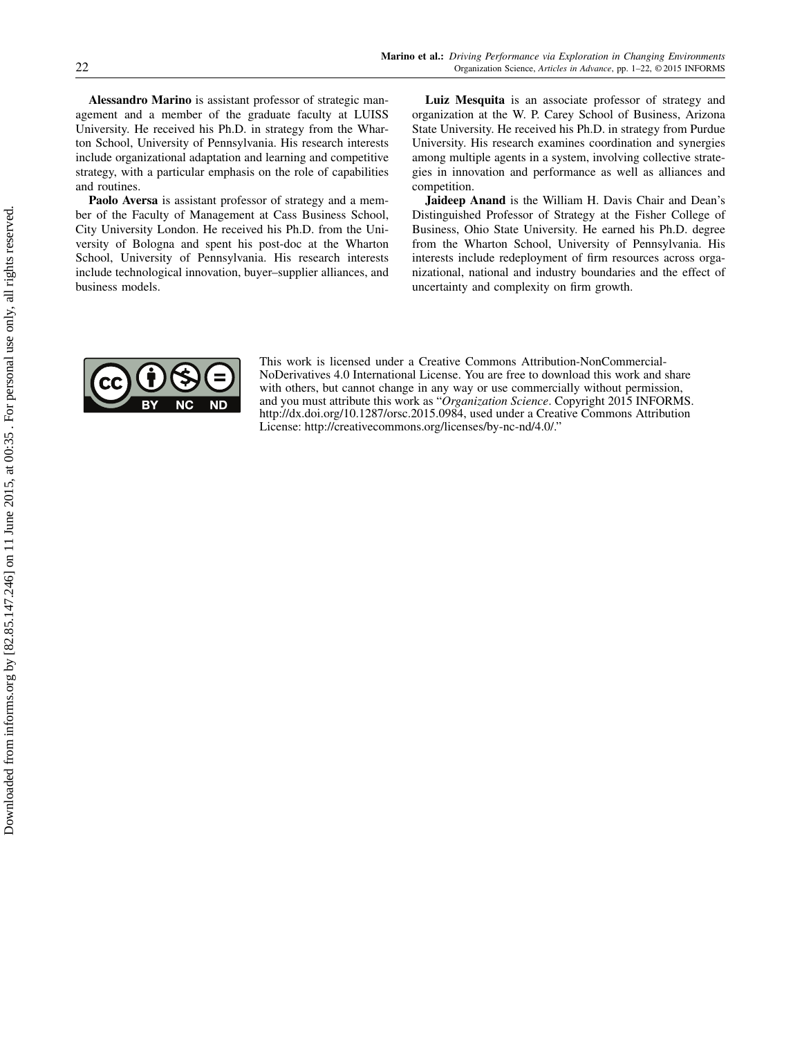**Alessandro Marino** is assistant professor of strategic management and a member of the graduate faculty at LUISS University. He received his Ph.D. in strategy from the Wharton School, University of Pennsylvania. His research interests include organizational adaptation and learning and competitive strategy, with a particular emphasis on the role of capabilities and routines.

**Paolo Aversa** is assistant professor of strategy and a member of the Faculty of Management at Cass Business School, City University London. He received his Ph.D. from the University of Bologna and spent his post-doc at the Wharton School, University of Pennsylvania. His research interests include technological innovation, buyer–supplier alliances, and business models.

**Luiz Mesquita** is an associate professor of strategy and organization at the W. P. Carey School of Business, Arizona State University. He received his Ph.D. in strategy from Purdue University. His research examines coordination and synergies among multiple agents in a system, involving collective strategies in innovation and performance as well as alliances and competition.

**Jaideep Anand** is the William H. Davis Chair and Dean's Distinguished Professor of Strategy at the Fisher College of Business, Ohio State University. He earned his Ph.D. degree from the Wharton School, University of Pennsylvania. His interests include redeployment of firm resources across organizational, national and industry boundaries and the effect of uncertainty and complexity on firm growth.

This work is licensed under a Creative Commons Attribution-NonCommercial-NoDerivatives 4.0 International License. You are free to download this work and share with others, but cannot change in any way or use commercially without permission, and you must attribute this work as "*Organization Science*. Copyright 2015 INFORMS. http://dx.doi.org/10.1287/orsc.2015.0984, used under a Creative Commons Attribution License: http://creativecommons.org/licenses/by-nc-nd/4.0/."